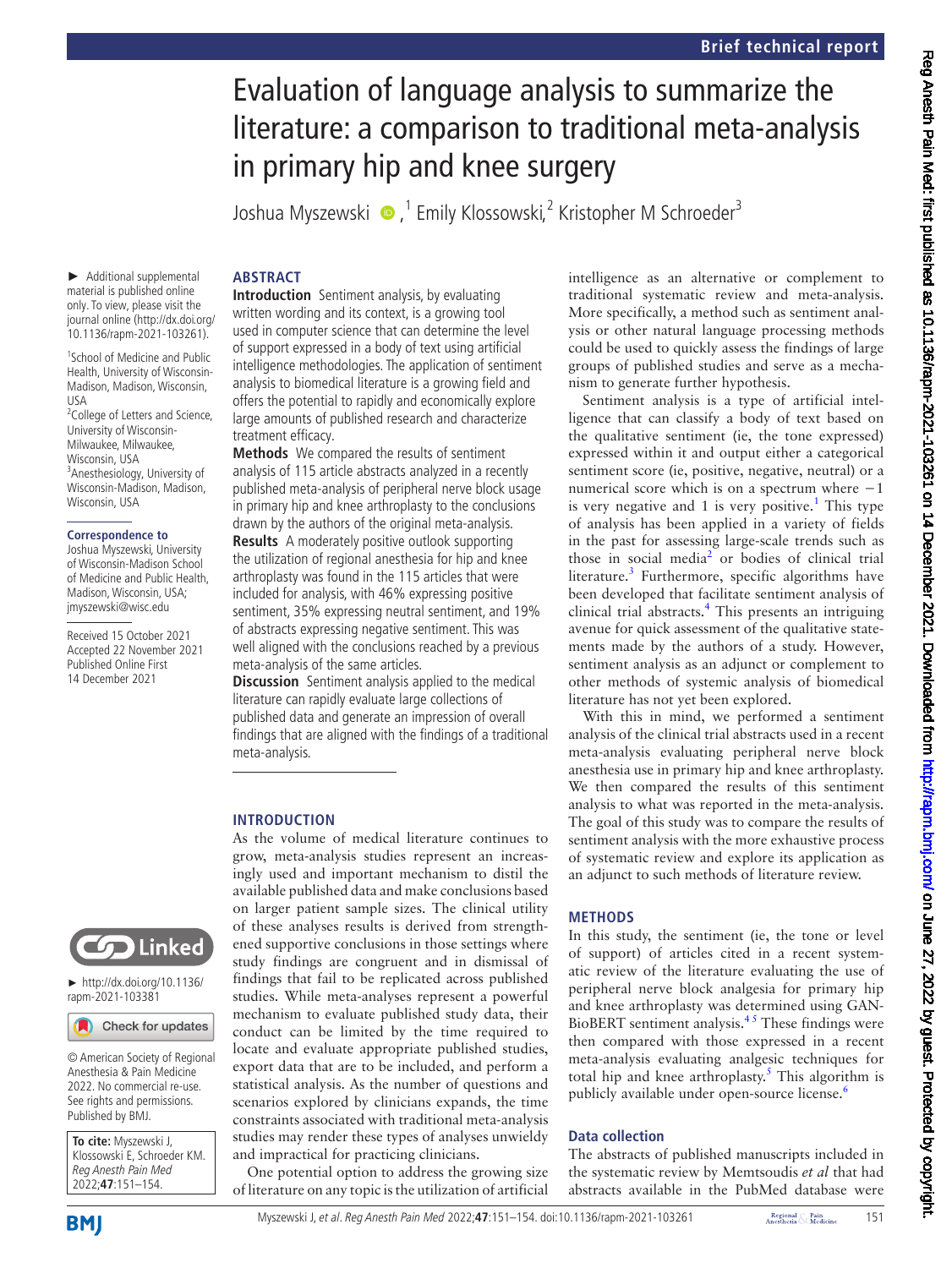Brief technical report

# Evaluation of language analysis to summarize the literature: a comparison to traditional meta-analysis in primary hip and knee surgery

Joshua Myszewski ,[1] Emily Klossowski,[2] Kristopher M Schroeder[3]

► Additional supplemental material is published online only. To view, please visit the journal online (http://dx.doi.org/10.1136/rapm-2021-103261).

[1]School of Medicine and Public Health, University of Wisconsin-Madison, Madison, Wisconsin, USA
[2]College of Letters and Science, University of Wisconsin-Milwaukee, Milwaukee, Wisconsin, USA
[3]Anesthesiology, University of Wisconsin-Madison, Madison, Wisconsin, USA

**Correspondence to**
Joshua Myszewski, University of Wisconsin-Madison School of Medicine and Public Health, Madison, Wisconsin, USA; jmyszewski@wisc.edu

Received 15 October 2021
Accepted 22 November 2021
Published Online First 14 December 2021

► http://dx.doi.org/10.1136/rapm-2021-103381

© American Society of Regional Anesthesia & Pain Medicine 2022. No commercial re-use. See rights and permissions. Published by BMJ.

**To cite:** Myszewski J, Klossowski E, Schroeder KM. *Reg Anesth Pain Med* 2022;**47**:151–154.

## ABSTRACT

**Introduction** Sentiment analysis, by evaluating written wording and its context, is a growing tool used in computer science that can determine the level of support expressed in a body of text using artificial intelligence methodologies. The application of sentiment analysis to biomedical literature is a growing field and offers the potential to rapidly and economically explore large amounts of published research and characterize treatment efficacy.

**Methods** We compared the results of sentiment analysis of 115 article abstracts analyzed in a recently published meta-analysis of peripheral nerve block usage in primary hip and knee arthroplasty to the conclusions drawn by the authors of the original meta-analysis.

**Results** A moderately positive outlook supporting the utilization of regional anesthesia for hip and knee arthroplasty was found in the 115 articles that were included for analysis, with 46% expressing positive sentiment, 35% expressing neutral sentiment, and 19% of abstracts expressing negative sentiment. This was well aligned with the conclusions reached by a previous meta-analysis of the same articles.

**Discussion** Sentiment analysis applied to the medical literature can rapidly evaluate large collections of published data and generate an impression of overall findings that are aligned with the findings of a traditional meta-analysis.

## INTRODUCTION

As the volume of medical literature continues to grow, meta-analysis studies represent an increasingly used and important mechanism to distil the available published data and make conclusions based on larger patient sample sizes. The clinical utility of these analyses results is derived from strengthened supportive conclusions in those settings where study findings are congruent and in dismissal of findings that fail to be replicated across published studies. While meta-analyses represent a powerful mechanism to evaluate published study data, their conduct can be limited by the time required to locate and evaluate appropriate published studies, export data that are to be included, and perform a statistical analysis. As the number of questions and scenarios explored by clinicians expands, the time constraints associated with traditional meta-analysis studies may render these types of analyses unwieldy and impractical for practicing clinicians.

One potential option to address the growing size of literature on any topic is the utilization of artificial intelligence as an alternative or complement to traditional systematic review and meta-analysis. More specifically, a method such as sentiment analysis or other natural language processing methods could be used to quickly assess the findings of large groups of published studies and serve as a mechanism to generate further hypothesis.

Sentiment analysis is a type of artificial intelligence that can classify a body of text based on the qualitative sentiment (ie, the tone expressed) expressed within it and output either a categorical sentiment score (ie, positive, negative, neutral) or a numerical score which is on a spectrum where $-1$ is very negative and 1 is very positive.[1] This type of analysis has been applied in a variety of fields in the past for assessing large-scale trends such as those in social media[2] or bodies of clinical trial literature.[3] Furthermore, specific algorithms have been developed that facilitate sentiment analysis of clinical trial abstracts.[4] This presents an intriguing avenue for quick assessment of the qualitative statements made by the authors of a study. However, sentiment analysis as an adjunct or complement to other methods of systemic analysis of biomedical literature has not yet been explored.

With this in mind, we performed a sentiment analysis of the clinical trial abstracts used in a recent meta-analysis evaluating peripheral nerve block anesthesia use in primary hip and knee arthroplasty. We then compared the results of this sentiment analysis to what was reported in the meta-analysis. The goal of this study was to compare the results of sentiment analysis with the more exhaustive process of systematic review and explore its application as an adjunct to such methods of literature review.

## METHODS

In this study, the sentiment (ie, the tone or level of support) of articles cited in a recent systematic review of the literature evaluating the use of peripheral nerve block analgesia for primary hip and knee arthroplasty was determined using GAN-BioBERT sentiment analysis.[4,5] These findings were then compared with those expressed in a recent meta-analysis evaluating analgesic techniques for total hip and knee arthroplasty.[5] This algorithm is publicly available under open-source license.[6]

### Data collection

The abstracts of published manuscripts included in the systematic review by Memtsoudis *et al* that had abstracts available in the PubMed database were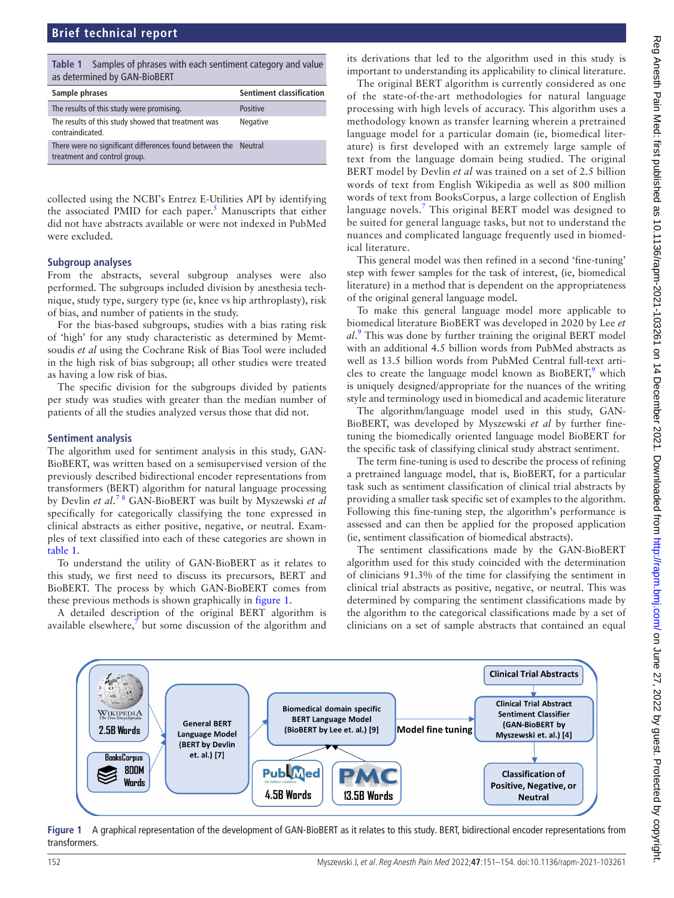**Table 1** Samples of phrases with each sentiment category and value as determined by GAN-BioBERT

| Sample phrases | Sentiment classification |
|---|---|
| The results of this study were promising. | Positive |
| The results of this study showed that treatment was contraindicated. | Negative |
| There were no significant differences found between the treatment and control group. | Neutral |

collected using the NCBI's Entrez E-Utilities API by identifying the associated PMID for each paper.[5] Manuscripts that either did not have abstracts available or were not indexed in PubMed were excluded.

### Subgroup analyses

From the abstracts, several subgroup analyses were also performed. The subgroups included division by anesthesia technique, study type, surgery type (ie, knee vs hip arthroplasty), risk of bias, and number of patients in the study.

For the bias-based subgroups, studies with a bias rating risk of 'high' for any study characteristic as determined by Memtsoudis *et al* using the Cochrane Risk of Bias Tool were included in the high risk of bias subgroup; all other studies were treated as having a low risk of bias.

The specific division for the subgroups divided by patients per study was studies with greater than the median number of patients of all the studies analyzed versus those that did not.

### Sentiment analysis

The algorithm used for sentiment analysis in this study, GAN-BioBERT, was written based on a semisupervised version of the previously described bidirectional encoder representations from transformers (BERT) algorithm for natural language processing by Devlin *et al*.[7,8] GAN-BioBERT was built by Myszewski *et al* specifically for categorically classifying the tone expressed in clinical abstracts as either positive, negative, or neutral. Examples of text classified into each of these categories are shown in table 1.

To understand the utility of GAN-BioBERT as it relates to this study, we first need to discuss its precursors, BERT and BioBERT. The process by which GAN-BioBERT comes from these previous methods is shown graphically in figure 1.

A detailed description of the original BERT algorithm is available elsewhere,[7] but some discussion of the algorithm and its derivations that led to the algorithm used in this study is important to understanding its applicability to clinical literature.

The original BERT algorithm is currently considered as one of the state-of-the-art methodologies for natural language processing with high levels of accuracy. This algorithm uses a methodology known as transfer learning wherein a pretrained language model for a particular domain (ie, biomedical literature) is first developed with an extremely large sample of text from the language domain being studied. The original BERT model by Devlin *et al* was trained on a set of 2.5 billion words of text from English Wikipedia as well as 800 million words of text from BooksCorpus, a large collection of English language novels.[7] This original BERT model was designed to be suited for general language tasks, but not to understand the nuances and complicated language frequently used in biomedical literature.

This general model was then refined in a second 'fine-tuning' step with fewer samples for the task of interest, (ie, biomedical literature) in a method that is dependent on the appropriateness of the original general language model.

To make this general language model more applicable to biomedical literature BioBERT was developed in 2020 by Lee *et al*.[9] This was done by further training the original BERT model with an additional 4.5 billion words from PubMed abstracts as well as 13.5 billion words from PubMed Central full-text articles to create the language model known as BioBERT,[9] which is uniquely designed/appropriate for the nuances of the writing style and terminology used in biomedical and academic literature.

The algorithm/language model used in this study, GAN-BioBERT, was developed by Myszewski *et al* by further fine-tuning the biomedically oriented language model BioBERT for the specific task of classifying clinical study abstract sentiment.

The term fine-tuning is used to describe the process of refining a pretrained language model, that is, BioBERT, for a particular task such as sentiment classification of clinical trial abstracts by providing a smaller task specific set of examples to the algorithm. Following this fine-tuning step, the algorithm's performance is assessed and can then be applied for the proposed application (ie, sentiment classification of biomedical abstracts).

The sentiment classifications made by the GAN-BioBERT algorithm used for this study coincided with the determination of clinicians 91.3% of the time for classifying the sentiment in clinical trial abstracts as positive, negative, or neutral. This was determined by comparing the sentiment classifications made by the algorithm to the categorical classifications made by a set of clinicians on a set of sample abstracts that contained an equal

**Figure 1** A graphical representation of the development of GAN-BioBERT as it relates to this study. BERT, bidirectional encoder representations from transformers.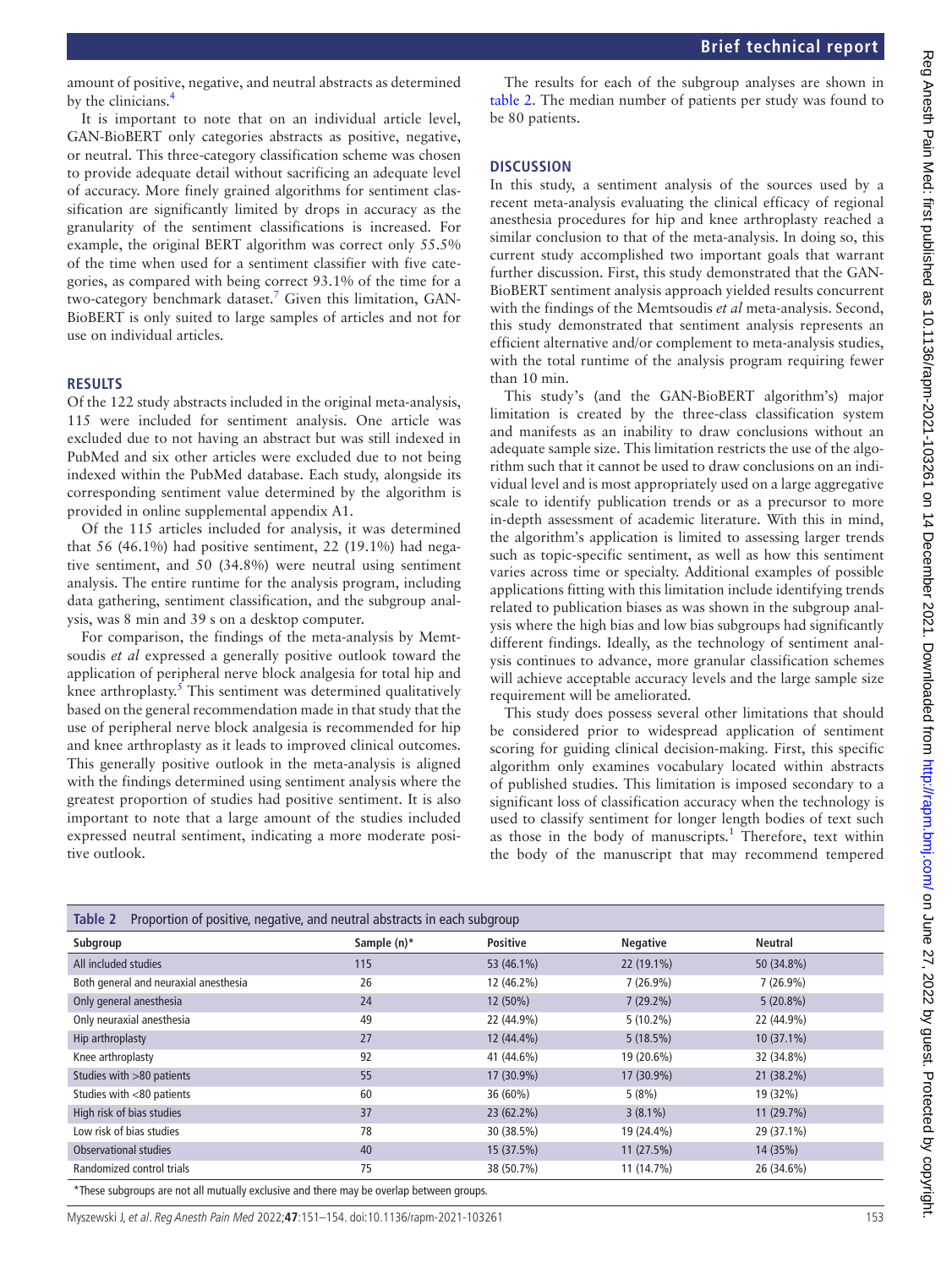amount of positive, negative, and neutral abstracts as determined by the clinicians.[4]

It is important to note that on an individual article level, GAN-BioBERT only categories abstracts as positive, negative, or neutral. This three-category classification scheme was chosen to provide adequate detail without sacrificing an adequate level of accuracy. More finely grained algorithms for sentiment classification are significantly limited by drops in accuracy as the granularity of the sentiment classifications is increased. For example, the original BERT algorithm was correct only 55.5% of the time when used for a sentiment classifier with five categories, as compared with being correct 93.1% of the time for a two-category benchmark dataset.[7] Given this limitation, GAN-BioBERT is only suited to large samples of articles and not for use on individual articles.

## RESULTS

Of the 122 study abstracts included in the original meta-analysis, 115 were included for sentiment analysis. One article was excluded due to not having an abstract but was still indexed in PubMed and six other articles were excluded due to not being indexed within the PubMed database. Each study, alongside its corresponding sentiment value determined by the algorithm is provided in online supplemental appendix A1.

Of the 115 articles included for analysis, it was determined that 56 (46.1%) had positive sentiment, 22 (19.1%) had negative sentiment, and 50 (34.8%) were neutral using sentiment analysis. The entire runtime for the analysis program, including data gathering, sentiment classification, and the subgroup analysis, was 8 min and 39 s on a desktop computer.

For comparison, the findings of the meta-analysis by Memtsoudis *et al* expressed a generally positive outlook toward the application of peripheral nerve block analgesia for total hip and knee arthroplasty.[5] This sentiment was determined qualitatively based on the general recommendation made in that study that the use of peripheral nerve block analgesia is recommended for hip and knee arthroplasty as it leads to improved clinical outcomes. This generally positive outlook in the meta-analysis is aligned with the findings determined using sentiment analysis where the greatest proportion of studies had positive sentiment. It is also important to note that a large amount of the studies included expressed neutral sentiment, indicating a more moderate positive outlook.

The results for each of the subgroup analyses are shown in table 2. The median number of patients per study was found to be 80 patients.

## DISCUSSION

In this study, a sentiment analysis of the sources used by a recent meta-analysis evaluating the clinical efficacy of regional anesthesia procedures for hip and knee arthroplasty reached a similar conclusion to that of the meta-analysis. In doing so, this current study accomplished two important goals that warrant further discussion. First, this study demonstrated that the GAN-BioBERT sentiment analysis approach yielded results concurrent with the findings of the Memtsoudis *et al* meta-analysis. Second, this study demonstrated that sentiment analysis represents an efficient alternative and/or complement to meta-analysis studies, with the total runtime of the analysis program requiring fewer than 10 min.

This study's (and the GAN-BioBERT algorithm's) major limitation is created by the three-class classification system and manifests as an inability to draw conclusions without an adequate sample size. This limitation restricts the use of the algorithm such that it cannot be used to draw conclusions on an individual level and is most appropriately used on a large aggregative scale to identify publication trends or as a precursor to more in-depth assessment of academic literature. With this in mind, the algorithm's application is limited to assessing larger trends such as topic-specific sentiment, as well as how this sentiment varies across time or specialty. Additional examples of possible applications fitting with this limitation include identifying trends related to publication biases as was shown in the subgroup analysis where the high bias and low bias subgroups had significantly different findings. Ideally, as the technology of sentiment analysis continues to advance, more granular classification schemes will achieve acceptable accuracy levels and the large sample size requirement will be ameliorated.

This study does possess several other limitations that should be considered prior to widespread application of sentiment scoring for guiding clinical decision-making. First, this specific algorithm only examines vocabulary located within abstracts of published studies. This limitation is imposed secondary to a significant loss of classification accuracy when the technology is used to classify sentiment for longer length bodies of text such as those in the body of manuscripts.[1] Therefore, text within the body of the manuscript that may recommend tempered

**Table 2** Proportion of positive, negative, and neutral abstracts in each subgroup

| Subgroup | Sample (n)* | Positive | Negative | Neutral |
|---|---|---|---|---|
| All included studies | 115 | 53 (46.1%) | 22 (19.1%) | 50 (34.8%) |
| Both general and neuraxial anesthesia | 26 | 12 (46.2%) | 7 (26.9%) | 7 (26.9%) |
| Only general anesthesia | 24 | 12 (50%) | 7 (29.2%) | 5 (20.8%) |
| Only neuraxial anesthesia | 49 | 22 (44.9%) | 5 (10.2%) | 22 (44.9%) |
| Hip arthroplasty | 27 | 12 (44.4%) | 5 (18.5%) | 10 (37.1%) |
| Knee arthroplasty | 92 | 41 (44.6%) | 19 (20.6%) | 32 (34.8%) |
| Studies with >80 patients | 55 | 17 (30.9%) | 17 (30.9%) | 21 (38.2%) |
| Studies with <80 patients | 60 | 36 (60%) | 5 (8%) | 19 (32%) |
| High risk of bias studies | 37 | 23 (62.2%) | 3 (8.1%) | 11 (29.7%) |
| Low risk of bias studies | 78 | 30 (38.5%) | 19 (24.4%) | 29 (37.1%) |
| Observational studies | 40 | 15 (37.5%) | 11 (27.5%) | 14 (35%) |
| Randomized control trials | 75 | 38 (50.7%) | 11 (14.7%) | 26 (34.6%) |

*These subgroups are not all mutually exclusive and there may be overlap between groups.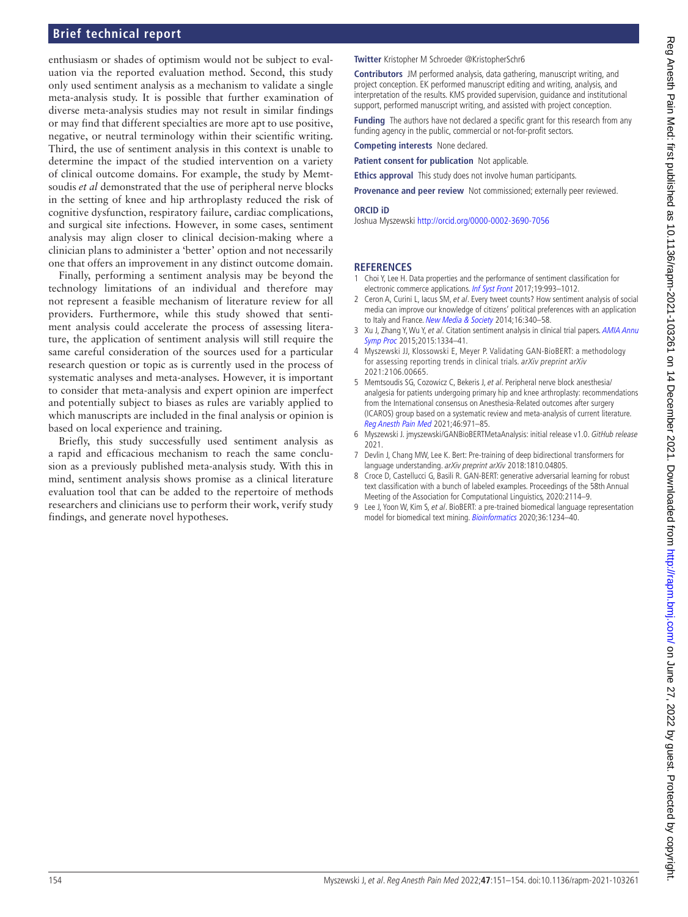enthusiasm or shades of optimism would not be subject to evaluation via the reported evaluation method. Second, this study only used sentiment analysis as a mechanism to validate a single meta-analysis study. It is possible that further examination of diverse meta-analysis studies may not result in similar findings or may find that different specialties are more apt to use positive, negative, or neutral terminology within their scientific writing. Third, the use of sentiment analysis in this context is unable to determine the impact of the studied intervention on a variety of clinical outcome domains. For example, the study by Memtsoudis *et al* demonstrated that the use of peripheral nerve blocks in the setting of knee and hip arthroplasty reduced the risk of cognitive dysfunction, respiratory failure, cardiac complications, and surgical site infections. However, in some cases, sentiment analysis may align closer to clinical decision-making where a clinician plans to administer a 'better' option and not necessarily one that offers an improvement in any distinct outcome domain.

Finally, performing a sentiment analysis may be beyond the technology limitations of an individual and therefore may not represent a feasible mechanism of literature review for all providers. Furthermore, while this study showed that sentiment analysis could accelerate the process of assessing literature, the application of sentiment analysis will still require the same careful consideration of the sources used for a particular research question or topic as is currently used in the process of systematic analyses and meta-analyses. However, it is important to consider that meta-analysis and expert opinion are imperfect and potentially subject to biases as rules are variably applied to which manuscripts are included in the final analysis or opinion is based on local experience and training.

Briefly, this study successfully used sentiment analysis as a rapid and efficacious mechanism to reach the same conclusion as a previously published meta-analysis study. With this in mind, sentiment analysis shows promise as a clinical literature evaluation tool that can be added to the repertoire of methods researchers and clinicians use to perform their work, verify study findings, and generate novel hypotheses.

**Twitter** Kristopher M Schroeder @KristopherSchr6

**Contributors** JM performed analysis, data gathering, manuscript writing, and project conception. EK performed manuscript editing and writing, analysis, and interpretation of the results. KMS provided supervision, guidance and institutional support, performed manuscript writing, and assisted with project conception.

**Funding** The authors have not declared a specific grant for this research from any funding agency in the public, commercial or not-for-profit sectors.

**Competing interests** None declared.

**Patient consent for publication** Not applicable.

**Ethics approval** This study does not involve human participants.

**Provenance and peer review** Not commissioned; externally peer reviewed.

**ORCID iD**

Joshua Myszewski http://orcid.org/0000-0002-3690-7056

## REFERENCES

1. Choi Y, Lee H. Data properties and the performance of sentiment classification for electronic commerce applications. *Inf Syst Front* 2017;19:993–1012.
2. Ceron A, Curini L, Iacus SM, *et al*. Every tweet counts? How sentiment analysis of social media can improve our knowledge of citizens' political preferences with an application to Italy and France. *New Media & Society* 2014;16:340–58.
3. Xu J, Zhang Y, Wu Y, *et al*. Citation sentiment analysis in clinical trial papers. *AMIA Annu Symp Proc* 2015;2015:1334–41.
4. Myszewski JJ, Klossowski E, Meyer P. Validating GAN-BioBERT: a methodology for assessing reporting trends in clinical trials. *arXiv preprint arXiv* 2021:2106.00665.
5. Memtsoudis SG, Cozowicz C, Bekeris J, *et al*. Peripheral nerve block anesthesia/analgesia for patients undergoing primary hip and knee arthroplasty: recommendations from the International consensus on Anesthesia-Related outcomes after surgery (ICAROS) group based on a systematic review and meta-analysis of current literature. *Reg Anesth Pain Med* 2021;46:971–85.
6. Myszewski J. jmyszewski/GANBioBERTMetaAnalysis: initial release v1.0. *GitHub release* 2021.
7. Devlin J, Chang MW, Lee K. Bert: Pre-training of deep bidirectional transformers for language understanding. *arXiv preprint arXiv* 2018:1810.04805.
8. Croce D, Castellucci G, Basili R. GAN-BERT: generative adversarial learning for robust text classification with a bunch of labeled examples. Proceedings of the 58th Annual Meeting of the Association for Computational Linguistics, 2020:2114–9.
9. Lee J, Yoon W, Kim S, *et al*. BioBERT: a pre-trained biomedical language representation model for biomedical text mining. *Bioinformatics* 2020;36:1234–40.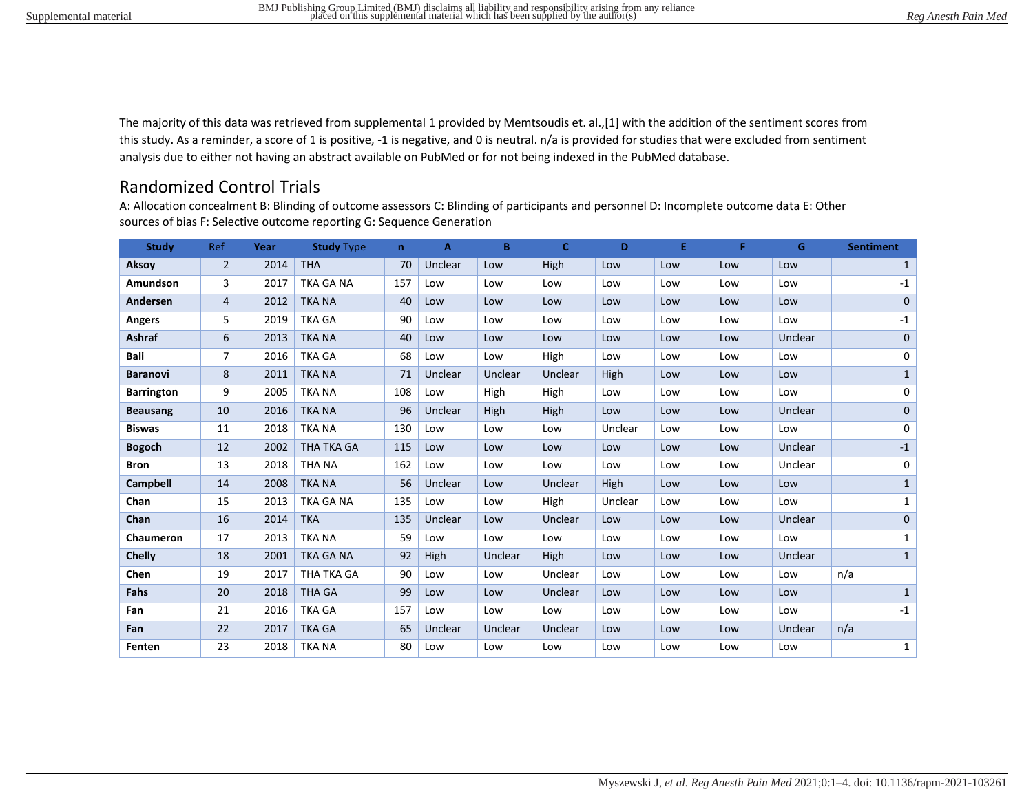The majority of this data was retrieved from supplemental 1 provided by Memtsoudis et. al.,[1] with the addition of the sentiment scores from this study. As a reminder, a score of 1 is positive, -1 is negative, and 0 is neutral. n/a is provided for studies that were excluded from sentiment analysis due to either not having an abstract available on PubMed or for not being indexed in the PubMed database.

## Randomized Control Trials

A: Allocation concealment B: Blinding of outcome assessors C: Blinding of participants and personnel D: Incomplete outcome data E: Other sources of bias F: Selective outcome reporting G: Sequence Generation

| Study | Ref | Year | Study Type | n | A | B | C | D | E | F | G | Sentiment |
|---|---|---|---|---|---|---|---|---|---|---|---|---|
| **Aksoy** | 2 | 2014 | THA | 70 | Unclear | Low | High | Low | Low | Low | Low | 1 |
| **Amundson** | 3 | 2017 | TKA GA NA | 157 | Low | Low | Low | Low | Low | Low | Low | -1 |
| **Andersen** | 4 | 2012 | TKA NA | 40 | Low | Low | Low | Low | Low | Low | Low | 0 |
| **Angers** | 5 | 2019 | TKA GA | 90 | Low | Low | Low | Low | Low | Low | Low | -1 |
| **Ashraf** | 6 | 2013 | TKA NA | 40 | Low | Low | Low | Low | Low | Low | Unclear | 0 |
| **Bali** | 7 | 2016 | TKA GA | 68 | Low | Low | High | Low | Low | Low | Low | 0 |
| **Baranovi** | 8 | 2011 | TKA NA | 71 | Unclear | Unclear | Unclear | High | Low | Low | Low | 1 |
| **Barrington** | 9 | 2005 | TKA NA | 108 | Low | High | High | Low | Low | Low | Low | 0 |
| **Beausang** | 10 | 2016 | TKA NA | 96 | Unclear | High | High | Low | Low | Low | Unclear | 0 |
| **Biswas** | 11 | 2018 | TKA NA | 130 | Low | Low | Low | Unclear | Low | Low | Low | 0 |
| **Bogoch** | 12 | 2002 | THA TKA GA | 115 | Low | Low | Low | Low | Low | Low | Unclear | -1 |
| **Bron** | 13 | 2018 | THA NA | 162 | Low | Low | Low | Low | Low | Low | Unclear | 0 |
| **Campbell** | 14 | 2008 | TKA NA | 56 | Unclear | Low | Unclear | High | Low | Low | Low | 1 |
| **Chan** | 15 | 2013 | TKA GA NA | 135 | Low | Low | High | Unclear | Low | Low | Low | 1 |
| **Chan** | 16 | 2014 | TKA | 135 | Unclear | Low | Unclear | Low | Low | Low | Unclear | 0 |
| **Chaumeron** | 17 | 2013 | TKA NA | 59 | Low | Low | Low | Low | Low | Low | Low | 1 |
| **Chelly** | 18 | 2001 | TKA GA NA | 92 | High | Unclear | High | Low | Low | Low | Unclear | 1 |
| **Chen** | 19 | 2017 | THA TKA GA | 90 | Low | Low | Unclear | Low | Low | Low | Low | n/a |
| **Fahs** | 20 | 2018 | THA GA | 99 | Low | Low | Unclear | Low | Low | Low | Low | 1 |
| **Fan** | 21 | 2016 | TKA GA | 157 | Low | Low | Low | Low | Low | Low | Low | -1 |
| **Fan** | 22 | 2017 | TKA GA | 65 | Unclear | Unclear | Unclear | Low | Low | Low | Unclear | n/a |
| **Fenten** | 23 | 2018 | TKA NA | 80 | Low | Low | Low | Low | Low | Low | Low | 1 |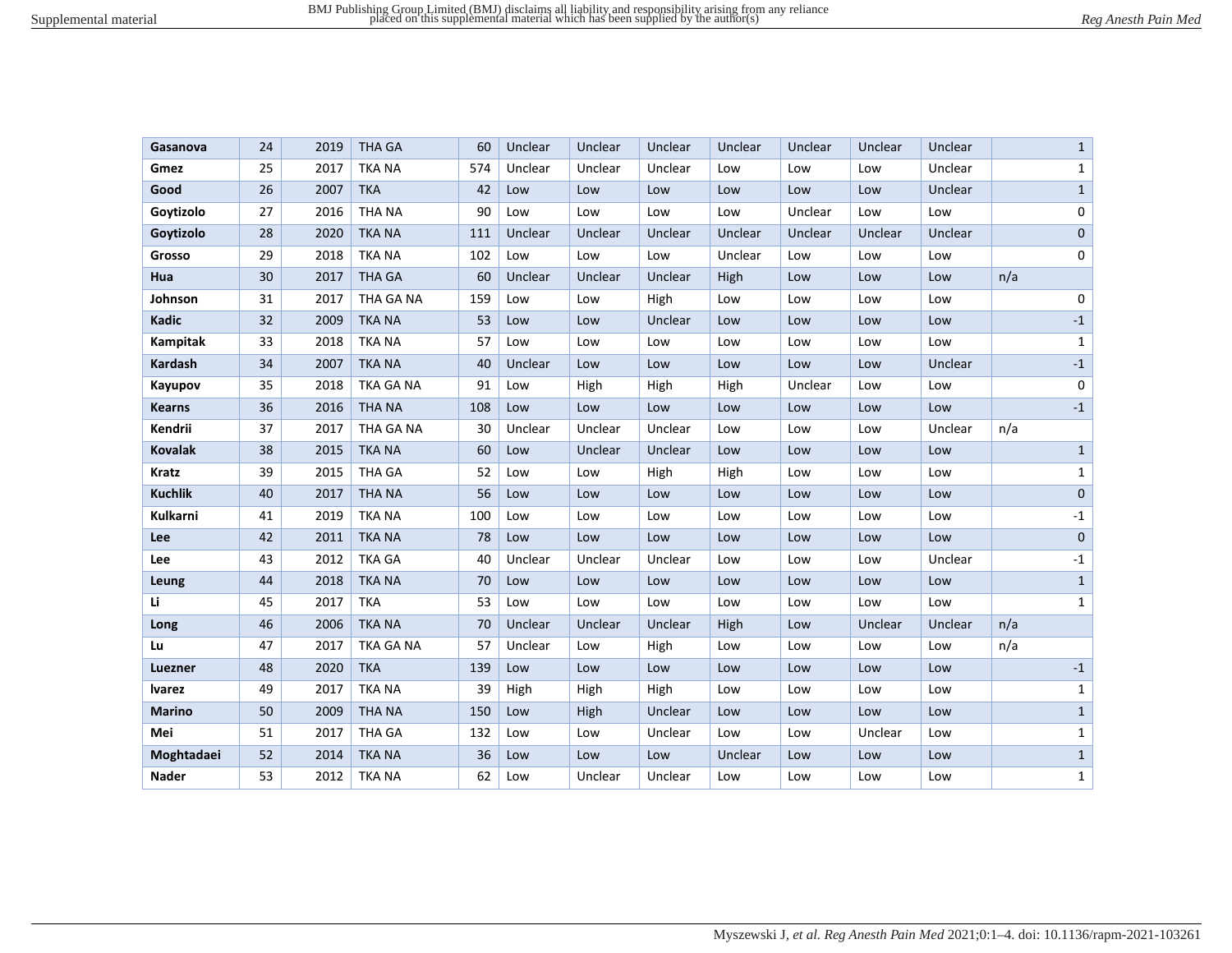| | | | | | | | | | | | | |
|---|---|---|---|---|---|---|---|---|---|---|---|---|
| **Gasanova** | 24 | 2019 | THA GA | 60 | Unclear | Unclear | Unclear | Unclear | Unclear | Unclear | Unclear | 1 |
| **Gmez** | 25 | 2017 | TKA NA | 574 | Unclear | Unclear | Unclear | Low | Low | Low | Unclear | 1 |
| **Good** | 26 | 2007 | TKA | 42 | Low | Low | Low | Low | Low | Low | Unclear | 1 |
| **Goytizolo** | 27 | 2016 | THA NA | 90 | Low | Low | Low | Low | Unclear | Low | Low | 0 |
| **Goytizolo** | 28 | 2020 | TKA NA | 111 | Unclear | Unclear | Unclear | Unclear | Unclear | Unclear | Unclear | 0 |
| **Grosso** | 29 | 2018 | TKA NA | 102 | Low | Low | Low | Unclear | Low | Low | Low | 0 |
| **Hua** | 30 | 2017 | THA GA | 60 | Unclear | Unclear | Unclear | High | Low | Low | Low | n/a |
| **Johnson** | 31 | 2017 | THA GA NA | 159 | Low | Low | High | Low | Low | Low | Low | 0 |
| **Kadic** | 32 | 2009 | TKA NA | 53 | Low | Low | Unclear | Low | Low | Low | Low | -1 |
| **Kampitak** | 33 | 2018 | TKA NA | 57 | Low | Low | Low | Low | Low | Low | Low | 1 |
| **Kardash** | 34 | 2007 | TKA NA | 40 | Unclear | Low | Low | Low | Low | Low | Unclear | -1 |
| **Kayupov** | 35 | 2018 | TKA GA NA | 91 | Low | High | High | High | Unclear | Low | Low | 0 |
| **Kearns** | 36 | 2016 | THA NA | 108 | Low | Low | Low | Low | Low | Low | Low | -1 |
| **Kendrii** | 37 | 2017 | THA GA NA | 30 | Unclear | Unclear | Unclear | Low | Low | Low | Unclear | n/a |
| **Kovalak** | 38 | 2015 | TKA NA | 60 | Low | Unclear | Unclear | Low | Low | Low | Low | 1 |
| **Kratz** | 39 | 2015 | THA GA | 52 | Low | Low | High | High | Low | Low | Low | 1 |
| **Kuchlik** | 40 | 2017 | THA NA | 56 | Low | Low | Low | Low | Low | Low | Low | 0 |
| **Kulkarni** | 41 | 2019 | TKA NA | 100 | Low | Low | Low | Low | Low | Low | Low | -1 |
| **Lee** | 42 | 2011 | TKA NA | 78 | Low | Low | Low | Low | Low | Low | Low | 0 |
| **Lee** | 43 | 2012 | TKA GA | 40 | Unclear | Unclear | Unclear | Low | Low | Low | Unclear | -1 |
| **Leung** | 44 | 2018 | TKA NA | 70 | Low | Low | Low | Low | Low | Low | Low | 1 |
| **Li** | 45 | 2017 | TKA | 53 | Low | Low | Low | Low | Low | Low | Low | 1 |
| **Long** | 46 | 2006 | TKA NA | 70 | Unclear | Unclear | Unclear | High | Low | Unclear | Unclear | n/a |
| **Lu** | 47 | 2017 | TKA GA NA | 57 | Unclear | Low | High | Low | Low | Low | Low | n/a |
| **Luezner** | 48 | 2020 | TKA | 139 | Low | Low | Low | Low | Low | Low | Low | -1 |
| **lvarez** | 49 | 2017 | TKA NA | 39 | High | High | High | Low | Low | Low | Low | 1 |
| **Marino** | 50 | 2009 | THA NA | 150 | Low | High | Unclear | Low | Low | Low | Low | 1 |
| **Mei** | 51 | 2017 | THA GA | 132 | Low | Low | Unclear | Low | Low | Unclear | Low | 1 |
| **Moghtadaei** | 52 | 2014 | TKA NA | 36 | Low | Low | Low | Unclear | Low | Low | Low | 1 |
| **Nader** | 53 | 2012 | TKA NA | 62 | Low | Unclear | Unclear | Low | Low | Low | Low | 1 |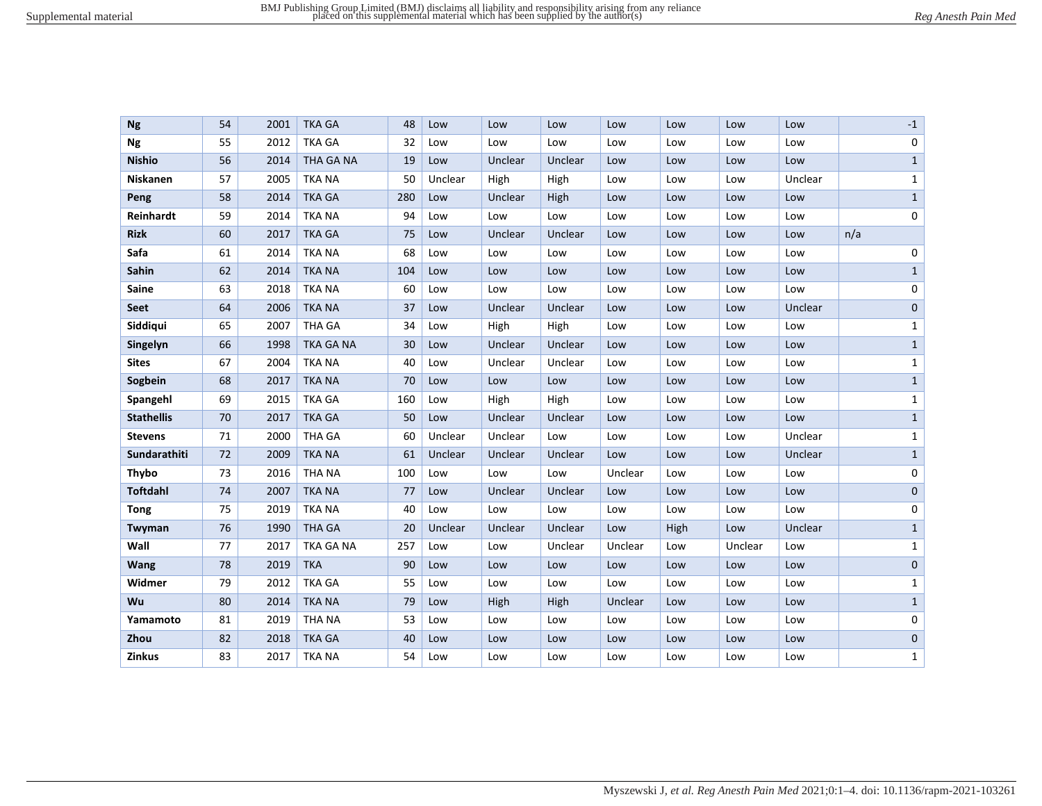| | | | | | | | | | | | | |
|---|---|---|---|---|---|---|---|---|---|---|---|---|
| **Ng** | 54 | 2001 | TKA GA | 48 | Low | Low | Low | Low | Low | Low | Low | -1 |
| **Ng** | 55 | 2012 | TKA GA | 32 | Low | Low | Low | Low | Low | Low | Low | 0 |
| **Nishio** | 56 | 2014 | THA GA NA | 19 | Low | Unclear | Unclear | Low | Low | Low | Low | 1 |
| **Niskanen** | 57 | 2005 | TKA NA | 50 | Unclear | High | High | Low | Low | Low | Unclear | 1 |
| **Peng** | 58 | 2014 | TKA GA | 280 | Low | Unclear | High | Low | Low | Low | Low | 1 |
| **Reinhardt** | 59 | 2014 | TKA NA | 94 | Low | Low | Low | Low | Low | Low | Low | 0 |
| **Rizk** | 60 | 2017 | TKA GA | 75 | Low | Unclear | Unclear | Low | Low | Low | Low | n/a |
| **Safa** | 61 | 2014 | TKA NA | 68 | Low | Low | Low | Low | Low | Low | Low | 0 |
| **Sahin** | 62 | 2014 | TKA NA | 104 | Low | Low | Low | Low | Low | Low | Low | 1 |
| **Saine** | 63 | 2018 | TKA NA | 60 | Low | Low | Low | Low | Low | Low | Low | 0 |
| **Seet** | 64 | 2006 | TKA NA | 37 | Low | Unclear | Unclear | Low | Low | Low | Unclear | 0 |
| **Siddiqui** | 65 | 2007 | THA GA | 34 | Low | High | High | Low | Low | Low | Low | 1 |
| **Singelyn** | 66 | 1998 | TKA GA NA | 30 | Low | Unclear | Unclear | Low | Low | Low | Low | 1 |
| **Sites** | 67 | 2004 | TKA NA | 40 | Low | Unclear | Unclear | Low | Low | Low | Low | 1 |
| **Sogbein** | 68 | 2017 | TKA NA | 70 | Low | Low | Low | Low | Low | Low | Low | 1 |
| **Spangehl** | 69 | 2015 | TKA GA | 160 | Low | High | High | Low | Low | Low | Low | 1 |
| **Stathellis** | 70 | 2017 | TKA GA | 50 | Low | Unclear | Unclear | Low | Low | Low | Low | 1 |
| **Stevens** | 71 | 2000 | THA GA | 60 | Unclear | Unclear | Low | Low | Low | Low | Unclear | 1 |
| **Sundarathiti** | 72 | 2009 | TKA NA | 61 | Unclear | Unclear | Unclear | Low | Low | Low | Unclear | 1 |
| **Thybo** | 73 | 2016 | THA NA | 100 | Low | Low | Low | Unclear | Low | Low | Low | 0 |
| **Toftdahl** | 74 | 2007 | TKA NA | 77 | Low | Unclear | Unclear | Low | Low | Low | Low | 0 |
| **Tong** | 75 | 2019 | TKA NA | 40 | Low | Low | Low | Low | Low | Low | Low | 0 |
| **Twyman** | 76 | 1990 | THA GA | 20 | Unclear | Unclear | Unclear | Low | High | Low | Unclear | 1 |
| **Wall** | 77 | 2017 | TKA GA NA | 257 | Low | Low | Unclear | Unclear | Low | Unclear | Low | 1 |
| **Wang** | 78 | 2019 | TKA | 90 | Low | Low | Low | Low | Low | Low | Low | 0 |
| **Widmer** | 79 | 2012 | TKA GA | 55 | Low | Low | Low | Low | Low | Low | Low | 1 |
| **Wu** | 80 | 2014 | TKA NA | 79 | Low | High | High | Unclear | Low | Low | Low | 1 |
| **Yamamoto** | 81 | 2019 | THA NA | 53 | Low | Low | Low | Low | Low | Low | Low | 0 |
| **Zhou** | 82 | 2018 | TKA GA | 40 | Low | Low | Low | Low | Low | Low | Low | 0 |
| **Zinkus** | 83 | 2017 | TKA NA | 54 | Low | Low | Low | Low | Low | Low | Low | 1 |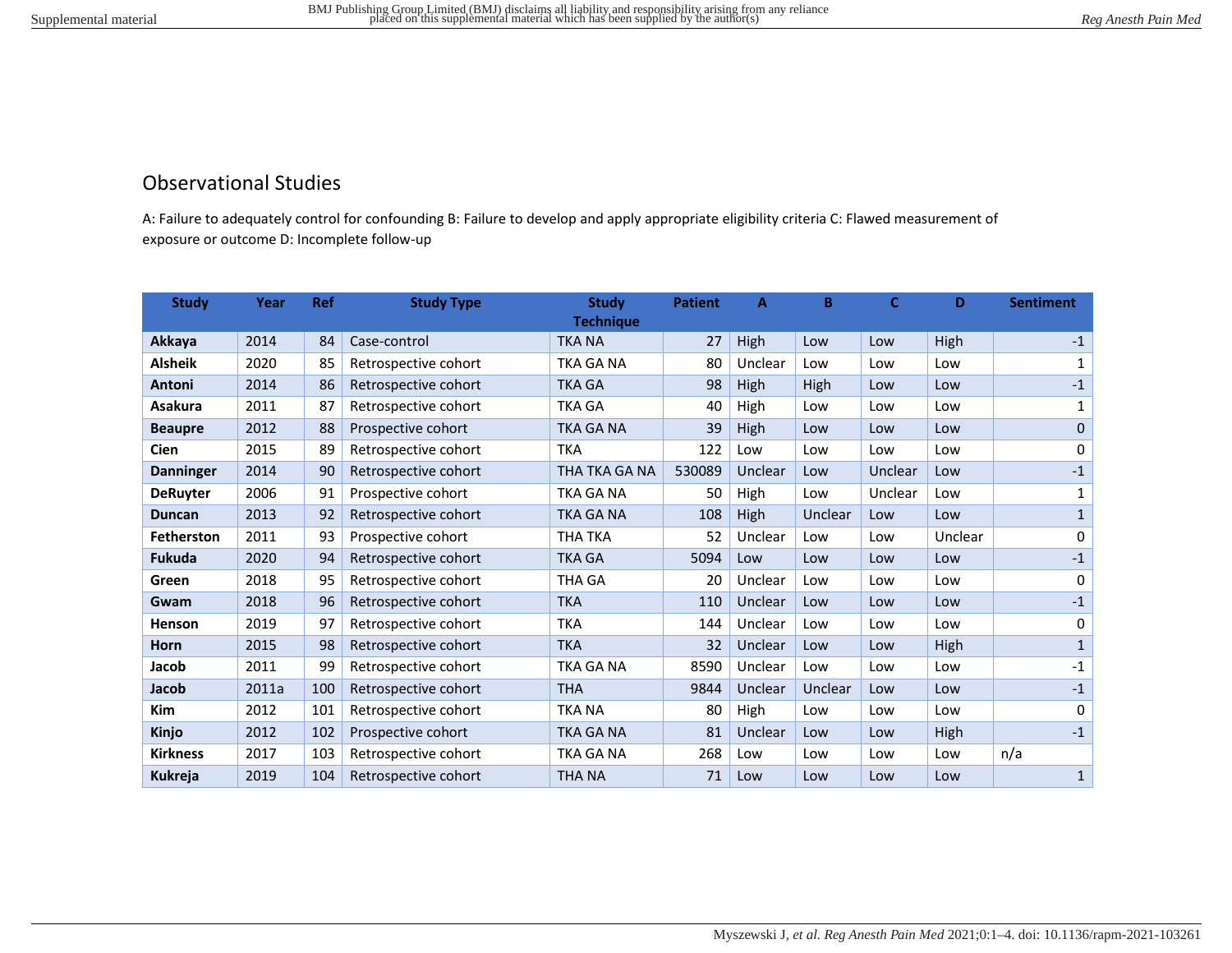## Observational Studies

A: Failure to adequately control for confounding B: Failure to develop and apply appropriate eligibility criteria C: Flawed measurement of exposure or outcome D: Incomplete follow-up

| Study | Year | Ref | Study Type | Study Technique | Patient | A | B | C | D | Sentiment |
|---|---|---|---|---|---|---|---|---|---|---|
| **Akkaya** | 2014 | 84 | Case-control | TKA NA | 27 | High | Low | Low | High | -1 |
| **Alsheik** | 2020 | 85 | Retrospective cohort | TKA GA NA | 80 | Unclear | Low | Low | Low | 1 |
| **Antoni** | 2014 | 86 | Retrospective cohort | TKA GA | 98 | High | High | Low | Low | -1 |
| **Asakura** | 2011 | 87 | Retrospective cohort | TKA GA | 40 | High | Low | Low | Low | 1 |
| **Beaupre** | 2012 | 88 | Prospective cohort | TKA GA NA | 39 | High | Low | Low | Low | 0 |
| **Cien** | 2015 | 89 | Retrospective cohort | TKA | 122 | Low | Low | Low | Low | 0 |
| **Danninger** | 2014 | 90 | Retrospective cohort | THA TKA GA NA | 530089 | Unclear | Low | Unclear | Low | -1 |
| **DeRuyter** | 2006 | 91 | Prospective cohort | TKA GA NA | 50 | High | Low | Unclear | Low | 1 |
| **Duncan** | 2013 | 92 | Retrospective cohort | TKA GA NA | 108 | High | Unclear | Low | Low | 1 |
| **Fetherston** | 2011 | 93 | Prospective cohort | THA TKA | 52 | Unclear | Low | Low | Unclear | 0 |
| **Fukuda** | 2020 | 94 | Retrospective cohort | TKA GA | 5094 | Low | Low | Low | Low | -1 |
| **Green** | 2018 | 95 | Retrospective cohort | THA GA | 20 | Unclear | Low | Low | Low | 0 |
| **Gwam** | 2018 | 96 | Retrospective cohort | TKA | 110 | Unclear | Low | Low | Low | -1 |
| **Henson** | 2019 | 97 | Retrospective cohort | TKA | 144 | Unclear | Low | Low | Low | 0 |
| **Horn** | 2015 | 98 | Retrospective cohort | TKA | 32 | Unclear | Low | Low | High | 1 |
| **Jacob** | 2011 | 99 | Retrospective cohort | TKA GA NA | 8590 | Unclear | Low | Low | Low | -1 |
| **Jacob** | 2011a | 100 | Retrospective cohort | THA | 9844 | Unclear | Unclear | Low | Low | -1 |
| **Kim** | 2012 | 101 | Retrospective cohort | TKA NA | 80 | High | Low | Low | Low | 0 |
| **Kinjo** | 2012 | 102 | Prospective cohort | TKA GA NA | 81 | Unclear | Low | Low | High | -1 |
| **Kirkness** | 2017 | 103 | Retrospective cohort | TKA GA NA | 268 | Low | Low | Low | Low | n/a |
| **Kukreja** | 2019 | 104 | Retrospective cohort | THA NA | 71 | Low | Low | Low | Low | 1 |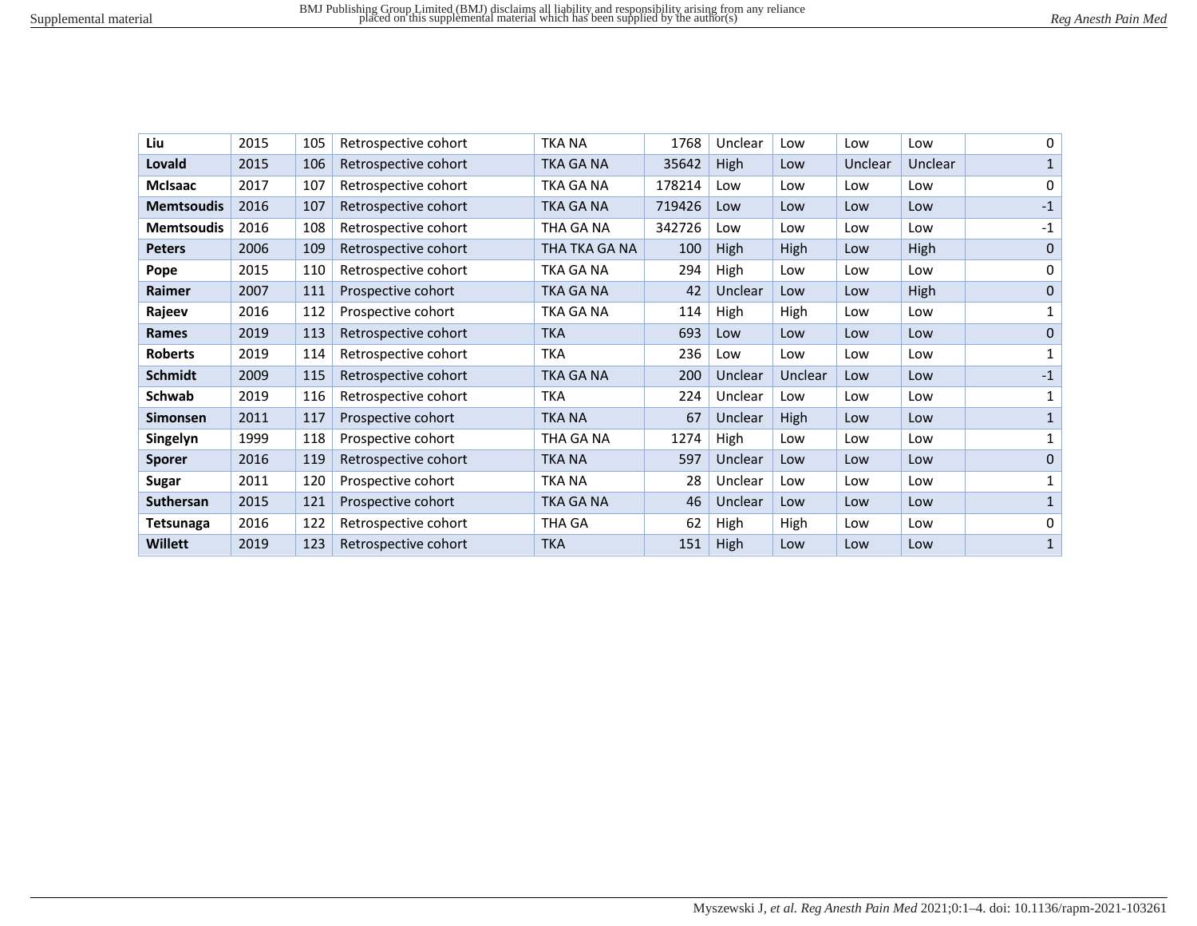| Liu | 2015 | 105 | Retrospective cohort | TKA NA | 1768 | Unclear | Low | Low | Low | 0 |
|---|---|---|---|---|---|---|---|---|---|---|
| **Lovald** | 2015 | 106 | Retrospective cohort | TKA GA NA | 35642 | High | Low | Unclear | Unclear | 1 |
| **McIsaac** | 2017 | 107 | Retrospective cohort | TKA GA NA | 178214 | Low | Low | Low | Low | 0 |
| **Memtsoudis** | 2016 | 107 | Retrospective cohort | TKA GA NA | 719426 | Low | Low | Low | Low | -1 |
| **Memtsoudis** | 2016 | 108 | Retrospective cohort | THA GA NA | 342726 | Low | Low | Low | Low | -1 |
| **Peters** | 2006 | 109 | Retrospective cohort | THA TKA GA NA | 100 | High | High | Low | High | 0 |
| **Pope** | 2015 | 110 | Retrospective cohort | TKA GA NA | 294 | High | Low | Low | Low | 0 |
| **Raimer** | 2007 | 111 | Prospective cohort | TKA GA NA | 42 | Unclear | Low | Low | High | 0 |
| **Rajeev** | 2016 | 112 | Prospective cohort | TKA GA NA | 114 | High | High | Low | Low | 1 |
| **Rames** | 2019 | 113 | Retrospective cohort | TKA | 693 | Low | Low | Low | Low | 0 |
| **Roberts** | 2019 | 114 | Retrospective cohort | TKA | 236 | Low | Low | Low | Low | 1 |
| **Schmidt** | 2009 | 115 | Retrospective cohort | TKA GA NA | 200 | Unclear | Unclear | Low | Low | -1 |
| **Schwab** | 2019 | 116 | Retrospective cohort | TKA | 224 | Unclear | Low | Low | Low | 1 |
| **Simonsen** | 2011 | 117 | Prospective cohort | TKA NA | 67 | Unclear | High | Low | Low | 1 |
| **Singelyn** | 1999 | 118 | Prospective cohort | THA GA NA | 1274 | High | Low | Low | Low | 1 |
| **Sporer** | 2016 | 119 | Retrospective cohort | TKA NA | 597 | Unclear | Low | Low | Low | 0 |
| **Sugar** | 2011 | 120 | Prospective cohort | TKA NA | 28 | Unclear | Low | Low | Low | 1 |
| **Suthersan** | 2015 | 121 | Prospective cohort | TKA GA NA | 46 | Unclear | Low | Low | Low | 1 |
| **Tetsunaga** | 2016 | 122 | Retrospective cohort | THA GA | 62 | High | High | Low | Low | 0 |
| **Willett** | 2019 | 123 | Retrospective cohort | TKA | 151 | High | Low | Low | Low | 1 |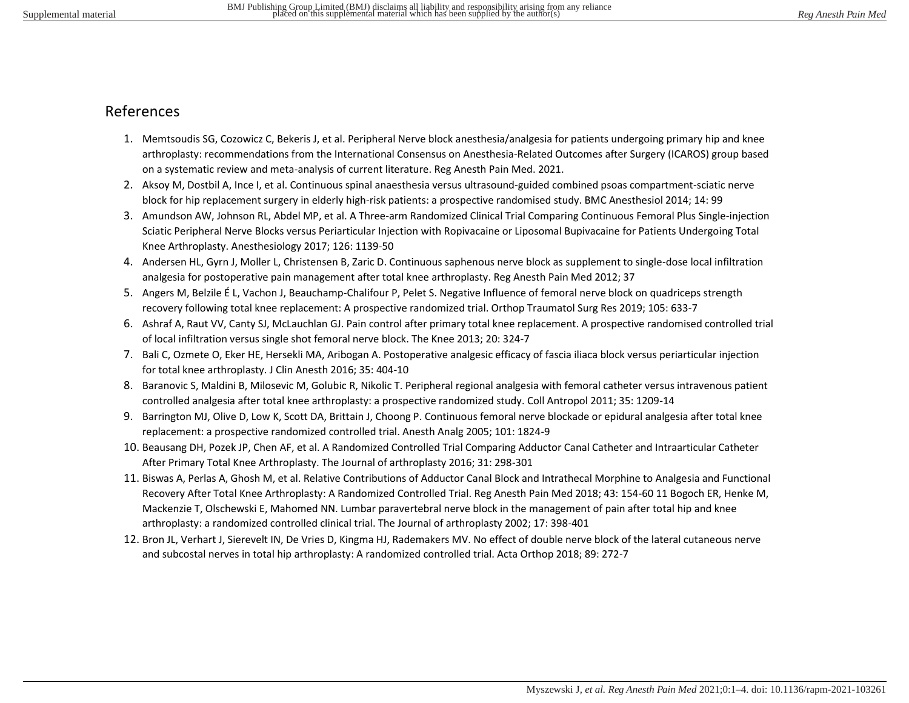## References

1. Memtsoudis SG, Cozowicz C, Bekeris J, et al. Peripheral Nerve block anesthesia/analgesia for patients undergoing primary hip and knee arthroplasty: recommendations from the International Consensus on Anesthesia-Related Outcomes after Surgery (ICAROS) group based on a systematic review and meta-analysis of current literature. Reg Anesth Pain Med. 2021.
2. Aksoy M, Dostbil A, Ince I, et al. Continuous spinal anaesthesia versus ultrasound-guided combined psoas compartment-sciatic nerve block for hip replacement surgery in elderly high-risk patients: a prospective randomised study. BMC Anesthesiol 2014; 14: 99
3. Amundson AW, Johnson RL, Abdel MP, et al. A Three-arm Randomized Clinical Trial Comparing Continuous Femoral Plus Single-injection Sciatic Peripheral Nerve Blocks versus Periarticular Injection with Ropivacaine or Liposomal Bupivacaine for Patients Undergoing Total Knee Arthroplasty. Anesthesiology 2017; 126: 1139-50
4. Andersen HL, Gyrn J, Moller L, Christensen B, Zaric D. Continuous saphenous nerve block as supplement to single-dose local infiltration analgesia for postoperative pain management after total knee arthroplasty. Reg Anesth Pain Med 2012; 37
5. Angers M, Belzile É L, Vachon J, Beauchamp-Chalifour P, Pelet S. Negative Influence of femoral nerve block on quadriceps strength recovery following total knee replacement: A prospective randomized trial. Orthop Traumatol Surg Res 2019; 105: 633-7
6. Ashraf A, Raut VV, Canty SJ, McLauchlan GJ. Pain control after primary total knee replacement. A prospective randomised controlled trial of local infiltration versus single shot femoral nerve block. The Knee 2013; 20: 324-7
7. Bali C, Ozmete O, Eker HE, Hersekli MA, Aribogan A. Postoperative analgesic efficacy of fascia iliaca block versus periarticular injection for total knee arthroplasty. J Clin Anesth 2016; 35: 404-10
8. Baranovic S, Maldini B, Milosevic M, Golubic R, Nikolic T. Peripheral regional analgesia with femoral catheter versus intravenous patient controlled analgesia after total knee arthroplasty: a prospective randomized study. Coll Antropol 2011; 35: 1209-14
9. Barrington MJ, Olive D, Low K, Scott DA, Brittain J, Choong P. Continuous femoral nerve blockade or epidural analgesia after total knee replacement: a prospective randomized controlled trial. Anesth Analg 2005; 101: 1824-9
10. Beausang DH, Pozek JP, Chen AF, et al. A Randomized Controlled Trial Comparing Adductor Canal Catheter and Intraarticular Catheter After Primary Total Knee Arthroplasty. The Journal of arthroplasty 2016; 31: 298-301
11. Biswas A, Perlas A, Ghosh M, et al. Relative Contributions of Adductor Canal Block and Intrathecal Morphine to Analgesia and Functional Recovery After Total Knee Arthroplasty: A Randomized Controlled Trial. Reg Anesth Pain Med 2018; 43: 154-60 11 Bogoch ER, Henke M, Mackenzie T, Olschewski E, Mahomed NN. Lumbar paravertebral nerve block in the management of pain after total hip and knee arthroplasty: a randomized controlled clinical trial. The Journal of arthroplasty 2002; 17: 398-401
12. Bron JL, Verhart J, Sierevelt IN, De Vries D, Kingma HJ, Rademakers MV. No effect of double nerve block of the lateral cutaneous nerve and subcostal nerves in total hip arthroplasty: A randomized controlled trial. Acta Orthop 2018; 89: 272-7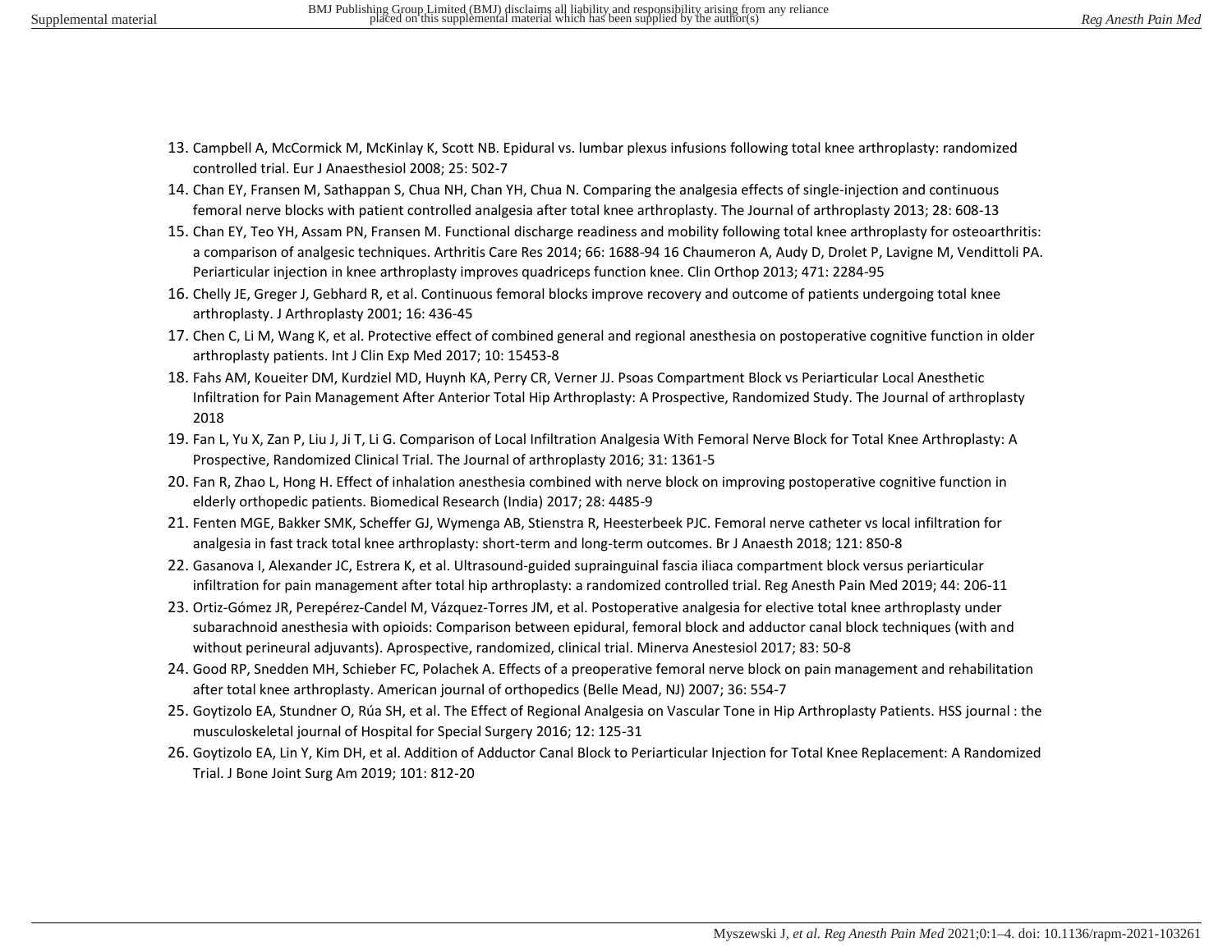13. Campbell A, McCormick M, McKinlay K, Scott NB. Epidural vs. lumbar plexus infusions following total knee arthroplasty: randomized controlled trial. Eur J Anaesthesiol 2008; 25: 502-7
14. Chan EY, Fransen M, Sathappan S, Chua NH, Chan YH, Chua N. Comparing the analgesia effects of single-injection and continuous femoral nerve blocks with patient controlled analgesia after total knee arthroplasty. The Journal of arthroplasty 2013; 28: 608-13
15. Chan EY, Teo YH, Assam PN, Fransen M. Functional discharge readiness and mobility following total knee arthroplasty for osteoarthritis: a comparison of analgesic techniques. Arthritis Care Res 2014; 66: 1688-94 16 Chaumeron A, Audy D, Drolet P, Lavigne M, Vendittoli PA. Periarticular injection in knee arthroplasty improves quadriceps function knee. Clin Orthop 2013; 471: 2284-95
16. Chelly JE, Greger J, Gebhard R, et al. Continuous femoral blocks improve recovery and outcome of patients undergoing total knee arthroplasty. J Arthroplasty 2001; 16: 436-45
17. Chen C, Li M, Wang K, et al. Protective effect of combined general and regional anesthesia on postoperative cognitive function in older arthroplasty patients. Int J Clin Exp Med 2017; 10: 15453-8
18. Fahs AM, Koueiter DM, Kurdziel MD, Huynh KA, Perry CR, Verner JJ. Psoas Compartment Block vs Periarticular Local Anesthetic Infiltration for Pain Management After Anterior Total Hip Arthroplasty: A Prospective, Randomized Study. The Journal of arthroplasty 2018
19. Fan L, Yu X, Zan P, Liu J, Ji T, Li G. Comparison of Local Infiltration Analgesia With Femoral Nerve Block for Total Knee Arthroplasty: A Prospective, Randomized Clinical Trial. The Journal of arthroplasty 2016; 31: 1361-5
20. Fan R, Zhao L, Hong H. Effect of inhalation anesthesia combined with nerve block on improving postoperative cognitive function in elderly orthopedic patients. Biomedical Research (India) 2017; 28: 4485-9
21. Fenten MGE, Bakker SMK, Scheffer GJ, Wymenga AB, Stienstra R, Heesterbeek PJC. Femoral nerve catheter vs local infiltration for analgesia in fast track total knee arthroplasty: short-term and long-term outcomes. Br J Anaesth 2018; 121: 850-8
22. Gasanova I, Alexander JC, Estrera K, et al. Ultrasound-guided suprainguinal fascia iliaca compartment block versus periarticular infiltration for pain management after total hip arthroplasty: a randomized controlled trial. Reg Anesth Pain Med 2019; 44: 206-11
23. Ortiz-Gómez JR, Perepérez-Candel M, Vázquez-Torres JM, et al. Postoperative analgesia for elective total knee arthroplasty under subarachnoid anesthesia with opioids: Comparison between epidural, femoral block and adductor canal block techniques (with and without perineural adjuvants). Aprospective, randomized, clinical trial. Minerva Anestesiol 2017; 83: 50-8
24. Good RP, Snedden MH, Schieber FC, Polachek A. Effects of a preoperative femoral nerve block on pain management and rehabilitation after total knee arthroplasty. American journal of orthopedics (Belle Mead, NJ) 2007; 36: 554-7
25. Goytizolo EA, Stundner O, Rúa SH, et al. The Effect of Regional Analgesia on Vascular Tone in Hip Arthroplasty Patients. HSS journal : the musculoskeletal journal of Hospital for Special Surgery 2016; 12: 125-31
26. Goytizolo EA, Lin Y, Kim DH, et al. Addition of Adductor Canal Block to Periarticular Injection for Total Knee Replacement: A Randomized Trial. J Bone Joint Surg Am 2019; 101: 812-20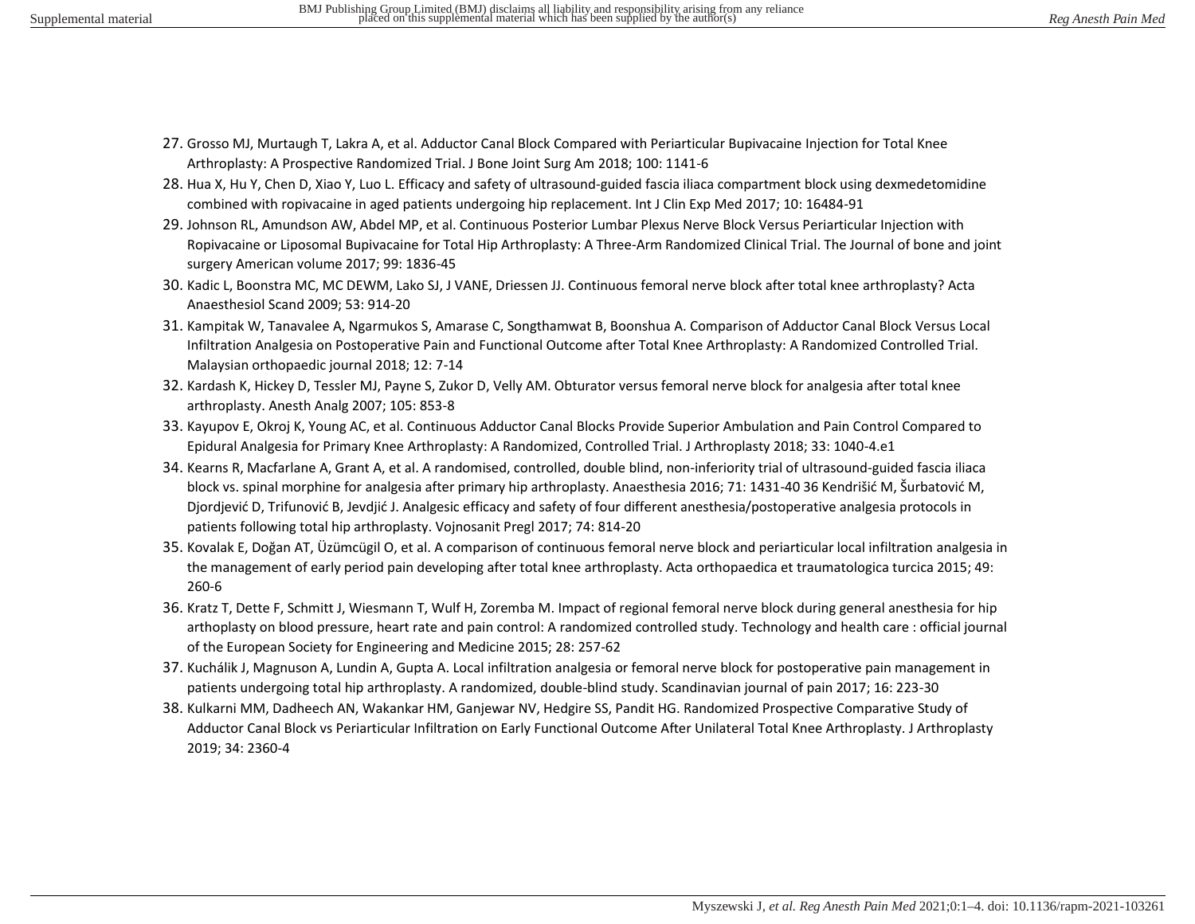27. Grosso MJ, Murtaugh T, Lakra A, et al. Adductor Canal Block Compared with Periarticular Bupivacaine Injection for Total Knee Arthroplasty: A Prospective Randomized Trial. J Bone Joint Surg Am 2018; 100: 1141-6
28. Hua X, Hu Y, Chen D, Xiao Y, Luo L. Efficacy and safety of ultrasound-guided fascia iliaca compartment block using dexmedetomidine combined with ropivacaine in aged patients undergoing hip replacement. Int J Clin Exp Med 2017; 10: 16484-91
29. Johnson RL, Amundson AW, Abdel MP, et al. Continuous Posterior Lumbar Plexus Nerve Block Versus Periarticular Injection with Ropivacaine or Liposomal Bupivacaine for Total Hip Arthroplasty: A Three-Arm Randomized Clinical Trial. The Journal of bone and joint surgery American volume 2017; 99: 1836-45
30. Kadic L, Boonstra MC, MC DEWM, Lako SJ, J VANE, Driessen JJ. Continuous femoral nerve block after total knee arthroplasty? Acta Anaesthesiol Scand 2009; 53: 914-20
31. Kampitak W, Tanavalee A, Ngarmukos S, Amarase C, Songthamwat B, Boonshua A. Comparison of Adductor Canal Block Versus Local Infiltration Analgesia on Postoperative Pain and Functional Outcome after Total Knee Arthroplasty: A Randomized Controlled Trial. Malaysian orthopaedic journal 2018; 12: 7-14
32. Kardash K, Hickey D, Tessler MJ, Payne S, Zukor D, Velly AM. Obturator versus femoral nerve block for analgesia after total knee arthroplasty. Anesth Analg 2007; 105: 853-8
33. Kayupov E, Okroj K, Young AC, et al. Continuous Adductor Canal Blocks Provide Superior Ambulation and Pain Control Compared to Epidural Analgesia for Primary Knee Arthroplasty: A Randomized, Controlled Trial. J Arthroplasty 2018; 33: 1040-4.e1
34. Kearns R, Macfarlane A, Grant A, et al. A randomised, controlled, double blind, non-inferiority trial of ultrasound-guided fascia iliaca block vs. spinal morphine for analgesia after primary hip arthroplasty. Anaesthesia 2016; 71: 1431-40 36 Kendrišić M, Šurbatović M, Djordjević D, Trifunović B, Jevdjić J. Analgesic efficacy and safety of four different anesthesia/postoperative analgesia protocols in patients following total hip arthroplasty. Vojnosanit Pregl 2017; 74: 814-20
35. Kovalak E, Doğan AT, Üzümcügil O, et al. A comparison of continuous femoral nerve block and periarticular local infiltration analgesia in the management of early period pain developing after total knee arthroplasty. Acta orthopaedica et traumatologica turcica 2015; 49: 260-6
36. Kratz T, Dette F, Schmitt J, Wiesmann T, Wulf H, Zoremba M. Impact of regional femoral nerve block during general anesthesia for hip arthoplasty on blood pressure, heart rate and pain control: A randomized controlled study. Technology and health care : official journal of the European Society for Engineering and Medicine 2015; 28: 257-62
37. Kuchálik J, Magnuson A, Lundin A, Gupta A. Local infiltration analgesia or femoral nerve block for postoperative pain management in patients undergoing total hip arthroplasty. A randomized, double-blind study. Scandinavian journal of pain 2017; 16: 223-30
38. Kulkarni MM, Dadheech AN, Wakankar HM, Ganjewar NV, Hedgire SS, Pandit HG. Randomized Prospective Comparative Study of Adductor Canal Block vs Periarticular Infiltration on Early Functional Outcome After Unilateral Total Knee Arthroplasty. J Arthroplasty 2019; 34: 2360-4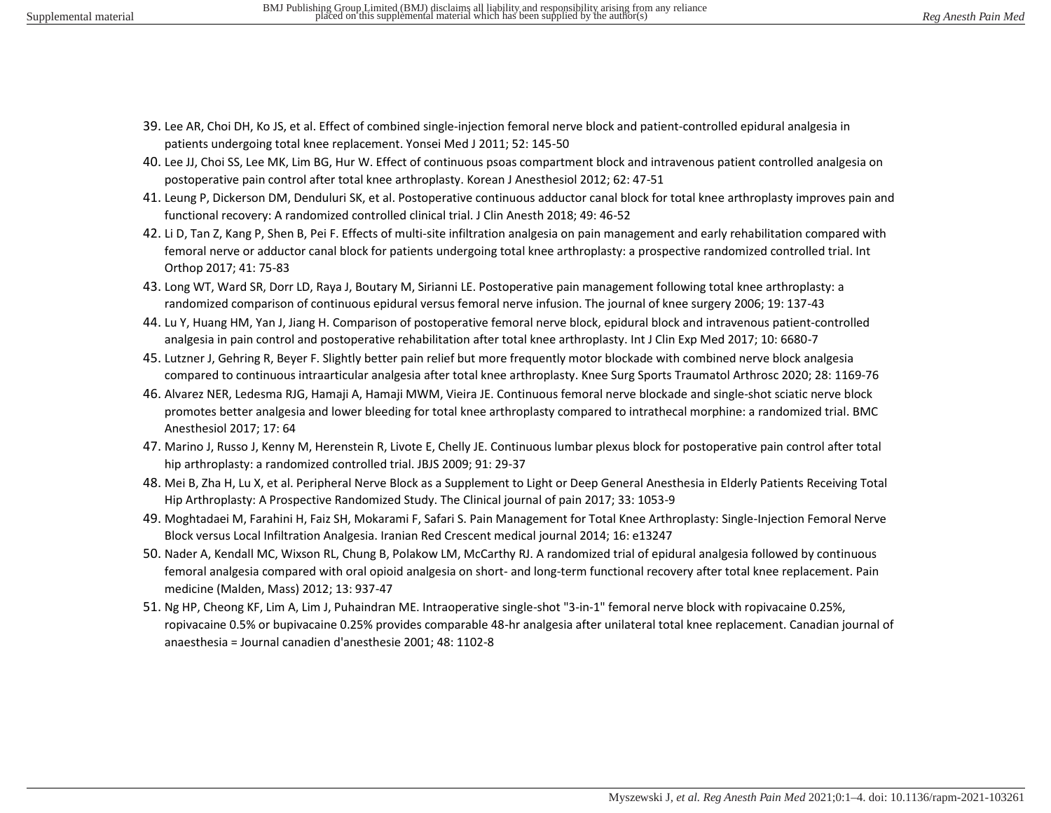39. Lee AR, Choi DH, Ko JS, et al. Effect of combined single-injection femoral nerve block and patient-controlled epidural analgesia in patients undergoing total knee replacement. Yonsei Med J 2011; 52: 145-50
40. Lee JJ, Choi SS, Lee MK, Lim BG, Hur W. Effect of continuous psoas compartment block and intravenous patient controlled analgesia on postoperative pain control after total knee arthroplasty. Korean J Anesthesiol 2012; 62: 47-51
41. Leung P, Dickerson DM, Denduluri SK, et al. Postoperative continuous adductor canal block for total knee arthroplasty improves pain and functional recovery: A randomized controlled clinical trial. J Clin Anesth 2018; 49: 46-52
42. Li D, Tan Z, Kang P, Shen B, Pei F. Effects of multi-site infiltration analgesia on pain management and early rehabilitation compared with femoral nerve or adductor canal block for patients undergoing total knee arthroplasty: a prospective randomized controlled trial. Int Orthop 2017; 41: 75-83
43. Long WT, Ward SR, Dorr LD, Raya J, Boutary M, Sirianni LE. Postoperative pain management following total knee arthroplasty: a randomized comparison of continuous epidural versus femoral nerve infusion. The journal of knee surgery 2006; 19: 137-43
44. Lu Y, Huang HM, Yan J, Jiang H. Comparison of postoperative femoral nerve block, epidural block and intravenous patient-controlled analgesia in pain control and postoperative rehabilitation after total knee arthroplasty. Int J Clin Exp Med 2017; 10: 6680-7
45. Lutzner J, Gehring R, Beyer F. Slightly better pain relief but more frequently motor blockade with combined nerve block analgesia compared to continuous intraarticular analgesia after total knee arthroplasty. Knee Surg Sports Traumatol Arthrosc 2020; 28: 1169-76
46. Alvarez NER, Ledesma RJG, Hamaji A, Hamaji MWM, Vieira JE. Continuous femoral nerve blockade and single-shot sciatic nerve block promotes better analgesia and lower bleeding for total knee arthroplasty compared to intrathecal morphine: a randomized trial. BMC Anesthesiol 2017; 17: 64
47. Marino J, Russo J, Kenny M, Herenstein R, Livote E, Chelly JE. Continuous lumbar plexus block for postoperative pain control after total hip arthroplasty: a randomized controlled trial. JBJS 2009; 91: 29-37
48. Mei B, Zha H, Lu X, et al. Peripheral Nerve Block as a Supplement to Light or Deep General Anesthesia in Elderly Patients Receiving Total Hip Arthroplasty: A Prospective Randomized Study. The Clinical journal of pain 2017; 33: 1053-9
49. Moghtadaei M, Farahini H, Faiz SH, Mokarami F, Safari S. Pain Management for Total Knee Arthroplasty: Single-Injection Femoral Nerve Block versus Local Infiltration Analgesia. Iranian Red Crescent medical journal 2014; 16: e13247
50. Nader A, Kendall MC, Wixson RL, Chung B, Polakow LM, McCarthy RJ. A randomized trial of epidural analgesia followed by continuous femoral analgesia compared with oral opioid analgesia on short- and long-term functional recovery after total knee replacement. Pain medicine (Malden, Mass) 2012; 13: 937-47
51. Ng HP, Cheong KF, Lim A, Lim J, Puhaindran ME. Intraoperative single-shot "3-in-1" femoral nerve block with ropivacaine 0.25%, ropivacaine 0.5% or bupivacaine 0.25% provides comparable 48-hr analgesia after unilateral total knee replacement. Canadian journal of anaesthesia = Journal canadien d'anesthesie 2001; 48: 1102-8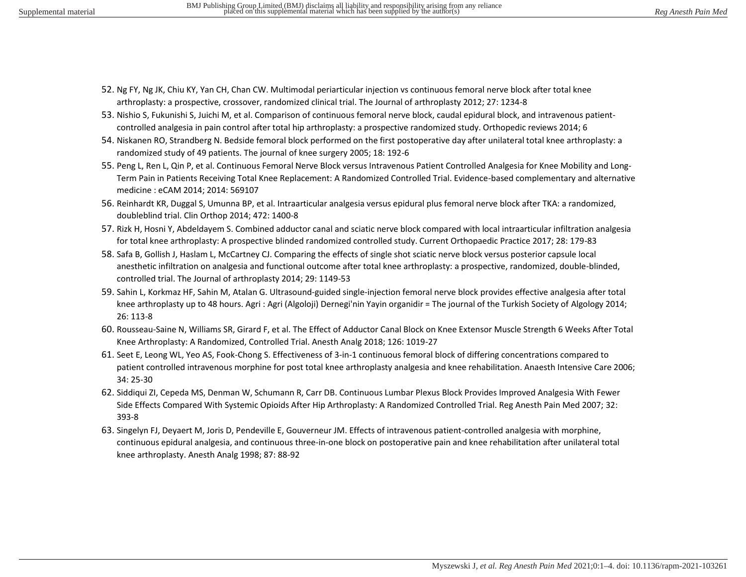52. Ng FY, Ng JK, Chiu KY, Yan CH, Chan CW. Multimodal periarticular injection vs continuous femoral nerve block after total knee arthroplasty: a prospective, crossover, randomized clinical trial. The Journal of arthroplasty 2012; 27: 1234-8
53. Nishio S, Fukunishi S, Juichi M, et al. Comparison of continuous femoral nerve block, caudal epidural block, and intravenous patient-controlled analgesia in pain control after total hip arthroplasty: a prospective randomized study. Orthopedic reviews 2014; 6
54. Niskanen RO, Strandberg N. Bedside femoral block performed on the first postoperative day after unilateral total knee arthroplasty: a randomized study of 49 patients. The journal of knee surgery 2005; 18: 192-6
55. Peng L, Ren L, Qin P, et al. Continuous Femoral Nerve Block versus Intravenous Patient Controlled Analgesia for Knee Mobility and Long-Term Pain in Patients Receiving Total Knee Replacement: A Randomized Controlled Trial. Evidence-based complementary and alternative medicine : eCAM 2014; 2014: 569107
56. Reinhardt KR, Duggal S, Umunna BP, et al. Intraarticular analgesia versus epidural plus femoral nerve block after TKA: a randomized, doubleblind trial. Clin Orthop 2014; 472: 1400-8
57. Rizk H, Hosni Y, Abdeldayem S. Combined adductor canal and sciatic nerve block compared with local intraarticular infiltration analgesia for total knee arthroplasty: A prospective blinded randomized controlled study. Current Orthopaedic Practice 2017; 28: 179-83
58. Safa B, Gollish J, Haslam L, McCartney CJ. Comparing the effects of single shot sciatic nerve block versus posterior capsule local anesthetic infiltration on analgesia and functional outcome after total knee arthroplasty: a prospective, randomized, double-blinded, controlled trial. The Journal of arthroplasty 2014; 29: 1149-53
59. Sahin L, Korkmaz HF, Sahin M, Atalan G. Ultrasound-guided single-injection femoral nerve block provides effective analgesia after total knee arthroplasty up to 48 hours. Agri : Agri (Algoloji) Dernegi'nin Yayin organidir = The journal of the Turkish Society of Algology 2014; 26: 113-8
60. Rousseau-Saine N, Williams SR, Girard F, et al. The Effect of Adductor Canal Block on Knee Extensor Muscle Strength 6 Weeks After Total Knee Arthroplasty: A Randomized, Controlled Trial. Anesth Analg 2018; 126: 1019-27
61. Seet E, Leong WL, Yeo AS, Fook-Chong S. Effectiveness of 3-in-1 continuous femoral block of differing concentrations compared to patient controlled intravenous morphine for post total knee arthroplasty analgesia and knee rehabilitation. Anaesth Intensive Care 2006; 34: 25-30
62. Siddiqui ZI, Cepeda MS, Denman W, Schumann R, Carr DB. Continuous Lumbar Plexus Block Provides Improved Analgesia With Fewer Side Effects Compared With Systemic Opioids After Hip Arthroplasty: A Randomized Controlled Trial. Reg Anesth Pain Med 2007; 32: 393-8
63. Singelyn FJ, Deyaert M, Joris D, Pendeville E, Gouverneur JM. Effects of intravenous patient-controlled analgesia with morphine, continuous epidural analgesia, and continuous three-in-one block on postoperative pain and knee rehabilitation after unilateral total knee arthroplasty. Anesth Analg 1998; 87: 88-92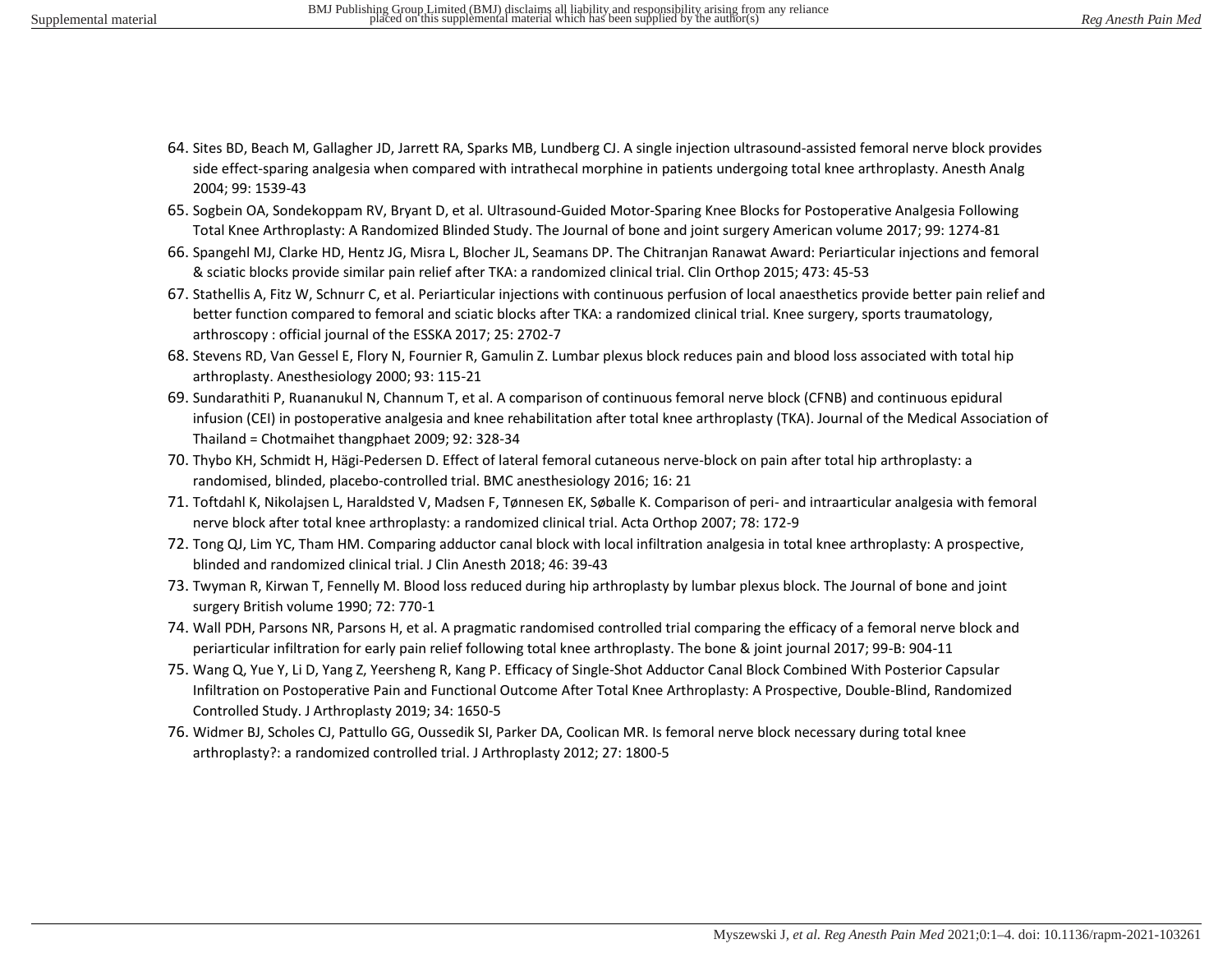64. Sites BD, Beach M, Gallagher JD, Jarrett RA, Sparks MB, Lundberg CJ. A single injection ultrasound-assisted femoral nerve block provides side effect-sparing analgesia when compared with intrathecal morphine in patients undergoing total knee arthroplasty. Anesth Analg 2004; 99: 1539-43
65. Sogbein OA, Sondekoppam RV, Bryant D, et al. Ultrasound-Guided Motor-Sparing Knee Blocks for Postoperative Analgesia Following Total Knee Arthroplasty: A Randomized Blinded Study. The Journal of bone and joint surgery American volume 2017; 99: 1274-81
66. Spangehl MJ, Clarke HD, Hentz JG, Misra L, Blocher JL, Seamans DP. The Chitranjan Ranawat Award: Periarticular injections and femoral & sciatic blocks provide similar pain relief after TKA: a randomized clinical trial. Clin Orthop 2015; 473: 45-53
67. Stathellis A, Fitz W, Schnurr C, et al. Periarticular injections with continuous perfusion of local anaesthetics provide better pain relief and better function compared to femoral and sciatic blocks after TKA: a randomized clinical trial. Knee surgery, sports traumatology, arthroscopy : official journal of the ESSKA 2017; 25: 2702-7
68. Stevens RD, Van Gessel E, Flory N, Fournier R, Gamulin Z. Lumbar plexus block reduces pain and blood loss associated with total hip arthroplasty. Anesthesiology 2000; 93: 115-21
69. Sundarathiti P, Ruananukul N, Channum T, et al. A comparison of continuous femoral nerve block (CFNB) and continuous epidural infusion (CEI) in postoperative analgesia and knee rehabilitation after total knee arthroplasty (TKA). Journal of the Medical Association of Thailand = Chotmaihet thangphaet 2009; 92: 328-34
70. Thybo KH, Schmidt H, Hägi-Pedersen D. Effect of lateral femoral cutaneous nerve-block on pain after total hip arthroplasty: a randomised, blinded, placebo-controlled trial. BMC anesthesiology 2016; 16: 21
71. Toftdahl K, Nikolajsen L, Haraldsted V, Madsen F, Tønnesen EK, Søballe K. Comparison of peri- and intraarticular analgesia with femoral nerve block after total knee arthroplasty: a randomized clinical trial. Acta Orthop 2007; 78: 172-9
72. Tong QJ, Lim YC, Tham HM. Comparing adductor canal block with local infiltration analgesia in total knee arthroplasty: A prospective, blinded and randomized clinical trial. J Clin Anesth 2018; 46: 39-43
73. Twyman R, Kirwan T, Fennelly M. Blood loss reduced during hip arthroplasty by lumbar plexus block. The Journal of bone and joint surgery British volume 1990; 72: 770-1
74. Wall PDH, Parsons NR, Parsons H, et al. A pragmatic randomised controlled trial comparing the efficacy of a femoral nerve block and periarticular infiltration for early pain relief following total knee arthroplasty. The bone & joint journal 2017; 99-B: 904-11
75. Wang Q, Yue Y, Li D, Yang Z, Yeersheng R, Kang P. Efficacy of Single-Shot Adductor Canal Block Combined With Posterior Capsular Infiltration on Postoperative Pain and Functional Outcome After Total Knee Arthroplasty: A Prospective, Double-Blind, Randomized Controlled Study. J Arthroplasty 2019; 34: 1650-5
76. Widmer BJ, Scholes CJ, Pattullo GG, Oussedik SI, Parker DA, Coolican MR. Is femoral nerve block necessary during total knee arthroplasty?: a randomized controlled trial. J Arthroplasty 2012; 27: 1800-5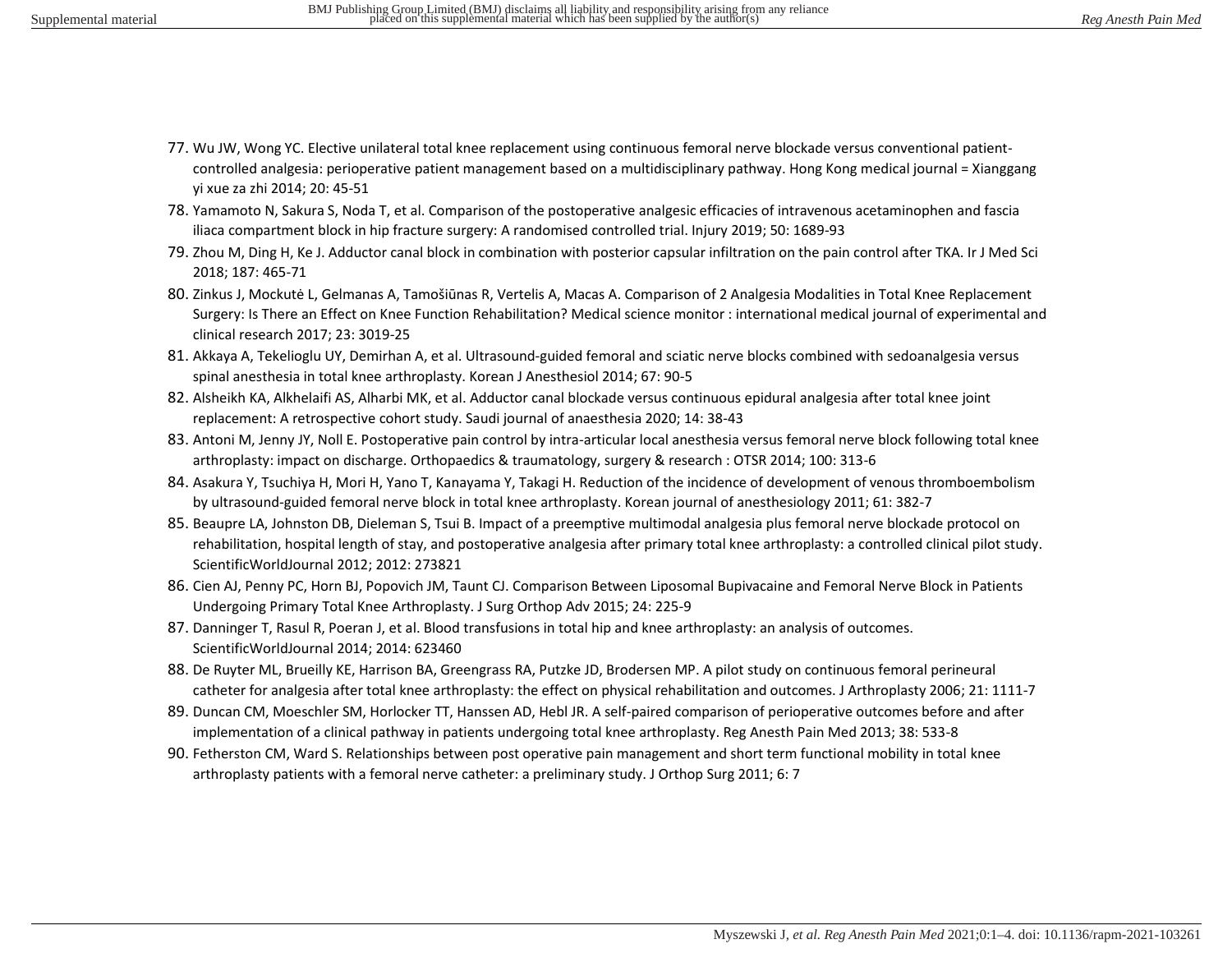77. Wu JW, Wong YC. Elective unilateral total knee replacement using continuous femoral nerve blockade versus conventional patient-controlled analgesia: perioperative patient management based on a multidisciplinary pathway. Hong Kong medical journal = Xianggang yi xue za zhi 2014; 20: 45-51
78. Yamamoto N, Sakura S, Noda T, et al. Comparison of the postoperative analgesic efficacies of intravenous acetaminophen and fascia iliaca compartment block in hip fracture surgery: A randomised controlled trial. Injury 2019; 50: 1689-93
79. Zhou M, Ding H, Ke J. Adductor canal block in combination with posterior capsular infiltration on the pain control after TKA. Ir J Med Sci 2018; 187: 465-71
80. Zinkus J, Mockutė L, Gelmanas A, Tamošiūnas R, Vertelis A, Macas A. Comparison of 2 Analgesia Modalities in Total Knee Replacement Surgery: Is There an Effect on Knee Function Rehabilitation? Medical science monitor : international medical journal of experimental and clinical research 2017; 23: 3019-25
81. Akkaya A, Tekelioglu UY, Demirhan A, et al. Ultrasound-guided femoral and sciatic nerve blocks combined with sedoanalgesia versus spinal anesthesia in total knee arthroplasty. Korean J Anesthesiol 2014; 67: 90-5
82. Alsheikh KA, Alkhelaifi AS, Alharbi MK, et al. Adductor canal blockade versus continuous epidural analgesia after total knee joint replacement: A retrospective cohort study. Saudi journal of anaesthesia 2020; 14: 38-43
83. Antoni M, Jenny JY, Noll E. Postoperative pain control by intra-articular local anesthesia versus femoral nerve block following total knee arthroplasty: impact on discharge. Orthopaedics & traumatology, surgery & research : OTSR 2014; 100: 313-6
84. Asakura Y, Tsuchiya H, Mori H, Yano T, Kanayama Y, Takagi H. Reduction of the incidence of development of venous thromboembolism by ultrasound-guided femoral nerve block in total knee arthroplasty. Korean journal of anesthesiology 2011; 61: 382-7
85. Beaupre LA, Johnston DB, Dieleman S, Tsui B. Impact of a preemptive multimodal analgesia plus femoral nerve blockade protocol on rehabilitation, hospital length of stay, and postoperative analgesia after primary total knee arthroplasty: a controlled clinical pilot study. ScientificWorldJournal 2012; 2012: 273821
86. Cien AJ, Penny PC, Horn BJ, Popovich JM, Taunt CJ. Comparison Between Liposomal Bupivacaine and Femoral Nerve Block in Patients Undergoing Primary Total Knee Arthroplasty. J Surg Orthop Adv 2015; 24: 225-9
87. Danninger T, Rasul R, Poeran J, et al. Blood transfusions in total hip and knee arthroplasty: an analysis of outcomes. ScientificWorldJournal 2014; 2014: 623460
88. De Ruyter ML, Brueilly KE, Harrison BA, Greengrass RA, Putzke JD, Brodersen MP. A pilot study on continuous femoral perineural catheter for analgesia after total knee arthroplasty: the effect on physical rehabilitation and outcomes. J Arthroplasty 2006; 21: 1111-7
89. Duncan CM, Moeschler SM, Horlocker TT, Hanssen AD, Hebl JR. A self-paired comparison of perioperative outcomes before and after implementation of a clinical pathway in patients undergoing total knee arthroplasty. Reg Anesth Pain Med 2013; 38: 533-8
90. Fetherston CM, Ward S. Relationships between post operative pain management and short term functional mobility in total knee arthroplasty patients with a femoral nerve catheter: a preliminary study. J Orthop Surg 2011; 6: 7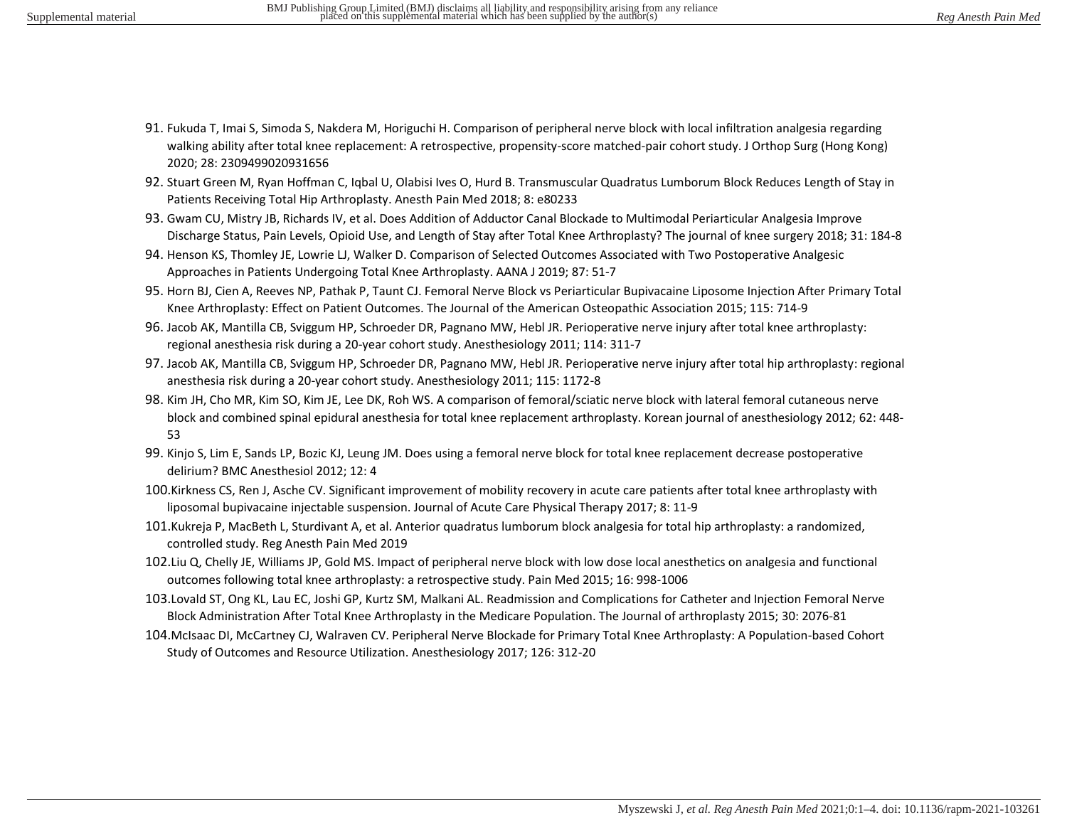91. Fukuda T, Imai S, Simoda S, Nakdera M, Horiguchi H. Comparison of peripheral nerve block with local infiltration analgesia regarding walking ability after total knee replacement: A retrospective, propensity-score matched-pair cohort study. J Orthop Surg (Hong Kong) 2020; 28: 2309499020931656
92. Stuart Green M, Ryan Hoffman C, Iqbal U, Olabisi Ives O, Hurd B. Transmuscular Quadratus Lumborum Block Reduces Length of Stay in Patients Receiving Total Hip Arthroplasty. Anesth Pain Med 2018; 8: e80233
93. Gwam CU, Mistry JB, Richards IV, et al. Does Addition of Adductor Canal Blockade to Multimodal Periarticular Analgesia Improve Discharge Status, Pain Levels, Opioid Use, and Length of Stay after Total Knee Arthroplasty? The journal of knee surgery 2018; 31: 184-8
94. Henson KS, Thomley JE, Lowrie LJ, Walker D. Comparison of Selected Outcomes Associated with Two Postoperative Analgesic Approaches in Patients Undergoing Total Knee Arthroplasty. AANA J 2019; 87: 51-7
95. Horn BJ, Cien A, Reeves NP, Pathak P, Taunt CJ. Femoral Nerve Block vs Periarticular Bupivacaine Liposome Injection After Primary Total Knee Arthroplasty: Effect on Patient Outcomes. The Journal of the American Osteopathic Association 2015; 115: 714-9
96. Jacob AK, Mantilla CB, Sviggum HP, Schroeder DR, Pagnano MW, Hebl JR. Perioperative nerve injury after total knee arthroplasty: regional anesthesia risk during a 20-year cohort study. Anesthesiology 2011; 114: 311-7
97. Jacob AK, Mantilla CB, Sviggum HP, Schroeder DR, Pagnano MW, Hebl JR. Perioperative nerve injury after total hip arthroplasty: regional anesthesia risk during a 20-year cohort study. Anesthesiology 2011; 115: 1172-8
98. Kim JH, Cho MR, Kim SO, Kim JE, Lee DK, Roh WS. A comparison of femoral/sciatic nerve block with lateral femoral cutaneous nerve block and combined spinal epidural anesthesia for total knee replacement arthroplasty. Korean journal of anesthesiology 2012; 62: 448-53
99. Kinjo S, Lim E, Sands LP, Bozic KJ, Leung JM. Does using a femoral nerve block for total knee replacement decrease postoperative delirium? BMC Anesthesiol 2012; 12: 4
100. Kirkness CS, Ren J, Asche CV. Significant improvement of mobility recovery in acute care patients after total knee arthroplasty with liposomal bupivacaine injectable suspension. Journal of Acute Care Physical Therapy 2017; 8: 11-9
101. Kukreja P, MacBeth L, Sturdivant A, et al. Anterior quadratus lumborum block analgesia for total hip arthroplasty: a randomized, controlled study. Reg Anesth Pain Med 2019
102. Liu Q, Chelly JE, Williams JP, Gold MS. Impact of peripheral nerve block with low dose local anesthetics on analgesia and functional outcomes following total knee arthroplasty: a retrospective study. Pain Med 2015; 16: 998-1006
103. Lovald ST, Ong KL, Lau EC, Joshi GP, Kurtz SM, Malkani AL. Readmission and Complications for Catheter and Injection Femoral Nerve Block Administration After Total Knee Arthroplasty in the Medicare Population. The Journal of arthroplasty 2015; 30: 2076-81
104. McIsaac DI, McCartney CJ, Walraven CV. Peripheral Nerve Blockade for Primary Total Knee Arthroplasty: A Population-based Cohort Study of Outcomes and Resource Utilization. Anesthesiology 2017; 126: 312-20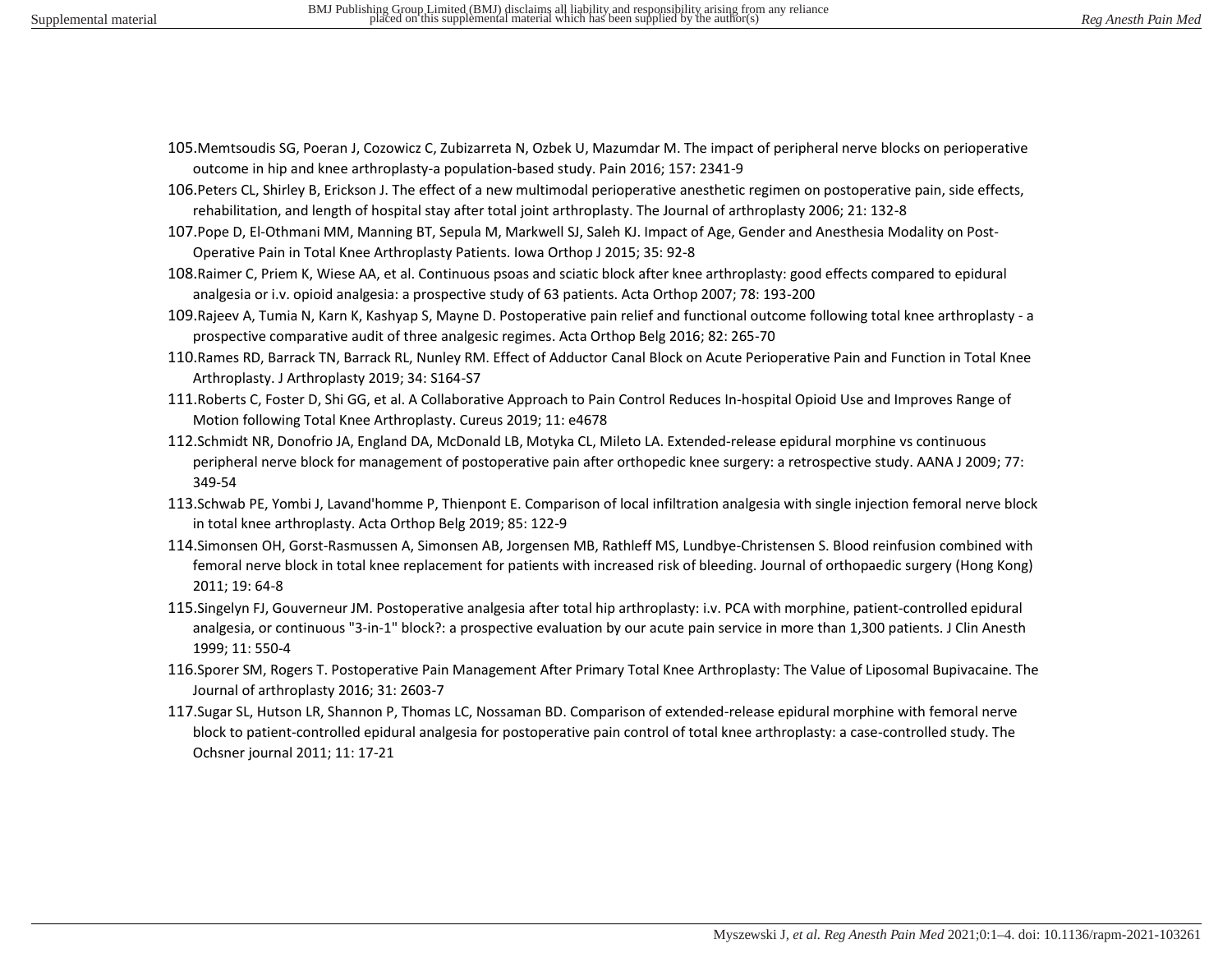105. Memtsoudis SG, Poeran J, Cozowicz C, Zubizarreta N, Ozbek U, Mazumdar M. The impact of peripheral nerve blocks on perioperative outcome in hip and knee arthroplasty-a population-based study. Pain 2016; 157: 2341-9
106. Peters CL, Shirley B, Erickson J. The effect of a new multimodal perioperative anesthetic regimen on postoperative pain, side effects, rehabilitation, and length of hospital stay after total joint arthroplasty. The Journal of arthroplasty 2006; 21: 132-8
107. Pope D, El-Othmani MM, Manning BT, Sepula M, Markwell SJ, Saleh KJ. Impact of Age, Gender and Anesthesia Modality on Post-Operative Pain in Total Knee Arthroplasty Patients. Iowa Orthop J 2015; 35: 92-8
108. Raimer C, Priem K, Wiese AA, et al. Continuous psoas and sciatic block after knee arthroplasty: good effects compared to epidural analgesia or i.v. opioid analgesia: a prospective study of 63 patients. Acta Orthop 2007; 78: 193-200
109. Rajeev A, Tumia N, Karn K, Kashyap S, Mayne D. Postoperative pain relief and functional outcome following total knee arthroplasty - a prospective comparative audit of three analgesic regimes. Acta Orthop Belg 2016; 82: 265-70
110. Rames RD, Barrack TN, Barrack RL, Nunley RM. Effect of Adductor Canal Block on Acute Perioperative Pain and Function in Total Knee Arthroplasty. J Arthroplasty 2019; 34: S164-S7
111. Roberts C, Foster D, Shi GG, et al. A Collaborative Approach to Pain Control Reduces In-hospital Opioid Use and Improves Range of Motion following Total Knee Arthroplasty. Cureus 2019; 11: e4678
112. Schmidt NR, Donofrio JA, England DA, McDonald LB, Motyka CL, Mileto LA. Extended-release epidural morphine vs continuous peripheral nerve block for management of postoperative pain after orthopedic knee surgery: a retrospective study. AANA J 2009; 77: 349-54
113. Schwab PE, Yombi J, Lavand'homme P, Thienpont E. Comparison of local infiltration analgesia with single injection femoral nerve block in total knee arthroplasty. Acta Orthop Belg 2019; 85: 122-9
114. Simonsen OH, Gorst-Rasmussen A, Simonsen AB, Jorgensen MB, Rathleff MS, Lundbye-Christensen S. Blood reinfusion combined with femoral nerve block in total knee replacement for patients with increased risk of bleeding. Journal of orthopaedic surgery (Hong Kong) 2011; 19: 64-8
115. Singelyn FJ, Gouverneur JM. Postoperative analgesia after total hip arthroplasty: i.v. PCA with morphine, patient-controlled epidural analgesia, or continuous "3-in-1" block?: a prospective evaluation by our acute pain service in more than 1,300 patients. J Clin Anesth 1999; 11: 550-4
116. Sporer SM, Rogers T. Postoperative Pain Management After Primary Total Knee Arthroplasty: The Value of Liposomal Bupivacaine. The Journal of arthroplasty 2016; 31: 2603-7
117. Sugar SL, Hutson LR, Shannon P, Thomas LC, Nossaman BD. Comparison of extended-release epidural morphine with femoral nerve block to patient-controlled epidural analgesia for postoperative pain control of total knee arthroplasty: a case-controlled study. The Ochsner journal 2011; 11: 17-21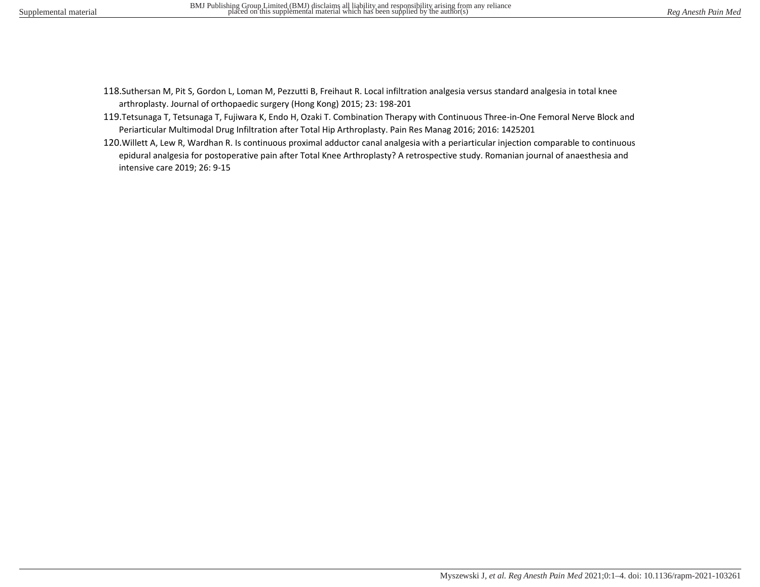118. Suthersan M, Pit S, Gordon L, Loman M, Pezzutti B, Freihaut R. Local infiltration analgesia versus standard analgesia in total knee arthroplasty. Journal of orthopaedic surgery (Hong Kong) 2015; 23: 198-201
119. Tetsunaga T, Tetsunaga T, Fujiwara K, Endo H, Ozaki T. Combination Therapy with Continuous Three-in-One Femoral Nerve Block and Periarticular Multimodal Drug Infiltration after Total Hip Arthroplasty. Pain Res Manag 2016; 2016: 1425201
120. Willett A, Lew R, Wardhan R. Is continuous proximal adductor canal analgesia with a periarticular injection comparable to continuous epidural analgesia for postoperative pain after Total Knee Arthroplasty? A retrospective study. Romanian journal of anaesthesia and intensive care 2019; 26: 9-15